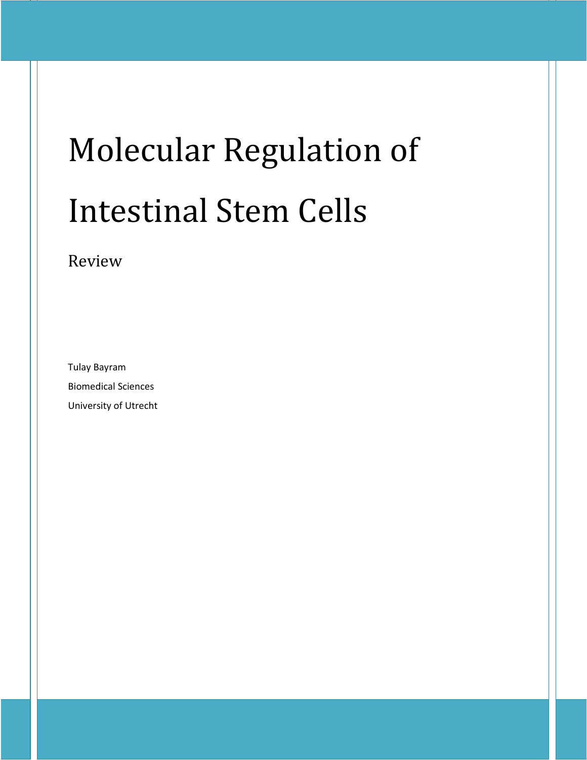# Molecular Regulation of Intestinal Stem Cells

Review

Tulay Bayram

Biomedical Sciences

University of Utrecht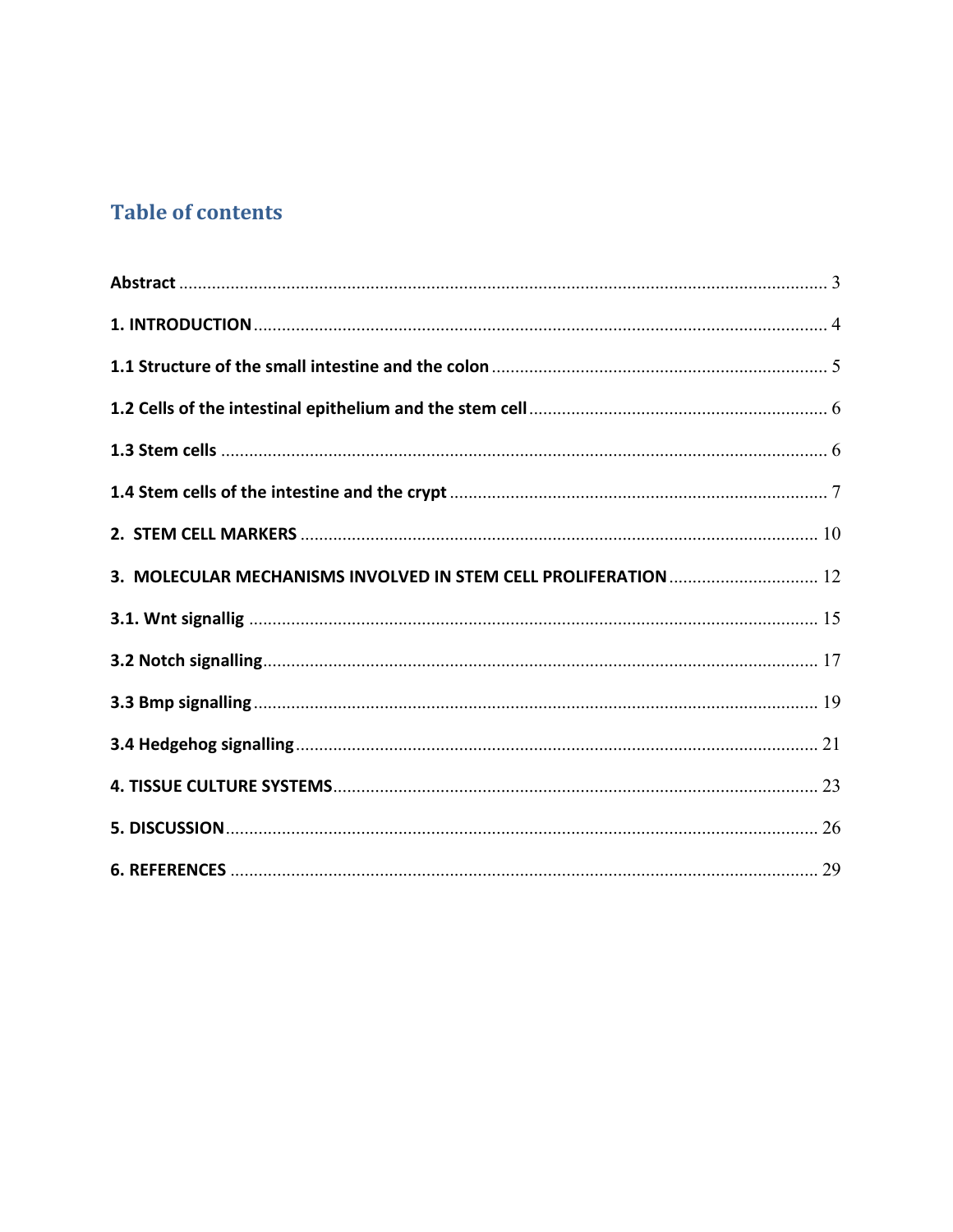# Table of contents

**Abstract** ........................................................................................................................ 3

**1. INTRODUCTION** ........................................................................................................ 4

**1.1 Structure of the small intestine and the colon** ......................................................... 5

**1.2 Cells of the intestinal epithelium and the stem cell** ................................................. 6

**1.3 Stem cells** ................................................................................................................... 6

**1.4 Stem cells of the intestine and the crypt** .................................................................. 7

**2. STEM CELL MARKERS** ........................................................................................... 10

**3. MOLECULAR MECHANISMS INVOLVED IN STEM CELL PROLIFERATION** ................ 12

**3.1. Wnt signallig** ............................................................................................................ 15

**3.2 Notch signalling** ......................................................................................................... 17

**3.3 Bmp signalling** ........................................................................................................... 19

**3.4 Hedgehog signalling** .................................................................................................. 21

**4. TISSUE CULTURE SYSTEMS** ...................................................................................... 23

**5. DISCUSSION** ................................................................................................................ 26

**6. REFERENCES** .............................................................................................................. 29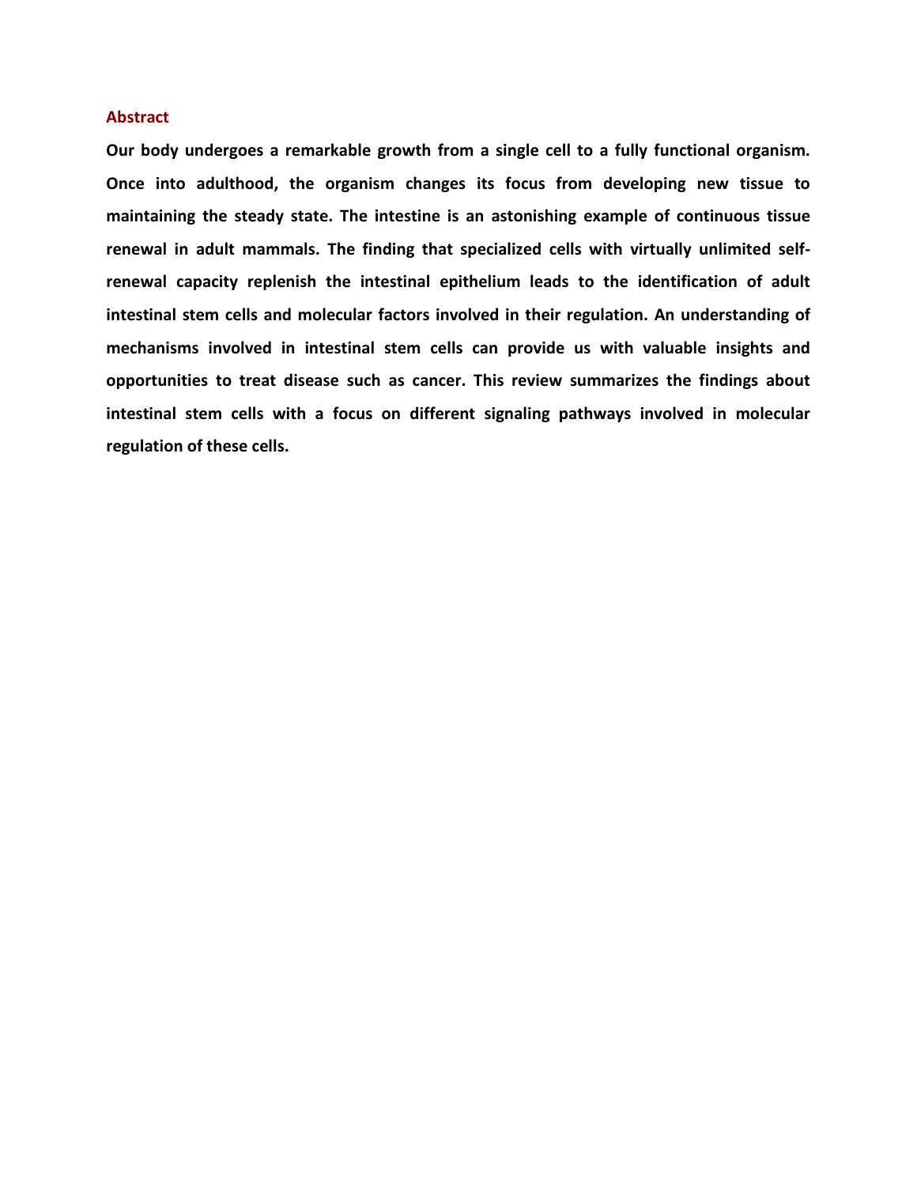## Abstract

**Our body undergoes a remarkable growth from a single cell to a fully functional organism. Once into adulthood, the organism changes its focus from developing new tissue to maintaining the steady state. The intestine is an astonishing example of continuous tissue renewal in adult mammals. The finding that specialized cells with virtually unlimited self-renewal capacity replenish the intestinal epithelium leads to the identification of adult intestinal stem cells and molecular factors involved in their regulation. An understanding of mechanisms involved in intestinal stem cells can provide us with valuable insights and opportunities to treat disease such as cancer. This review summarizes the findings about intestinal stem cells with a focus on different signaling pathways involved in molecular regulation of these cells.**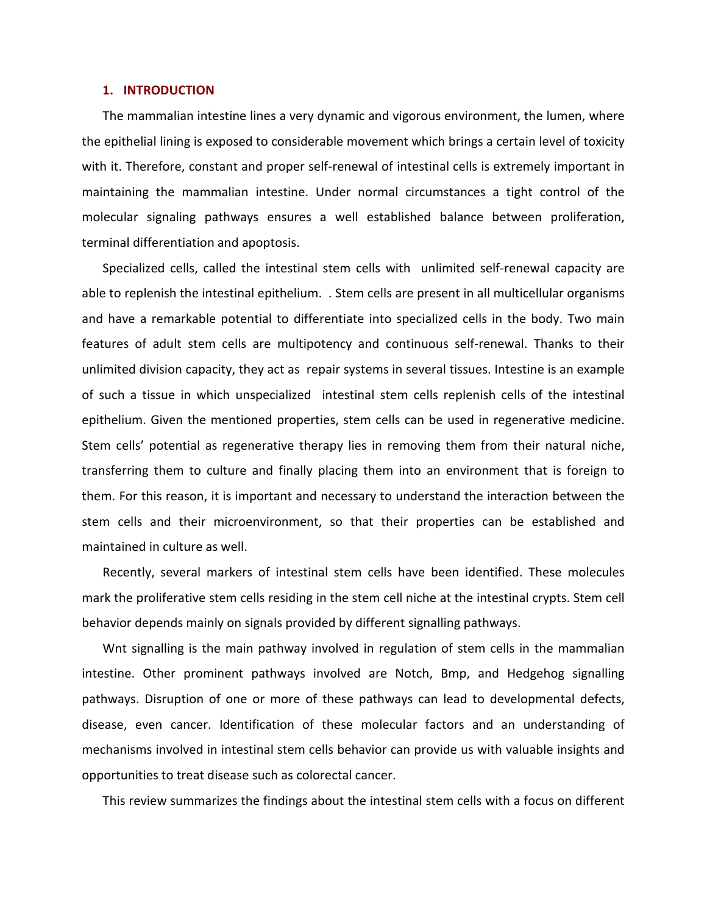## 1. INTRODUCTION

The mammalian intestine lines a very dynamic and vigorous environment, the lumen, where the epithelial lining is exposed to considerable movement which brings a certain level of toxicity with it. Therefore, constant and proper self-renewal of intestinal cells is extremely important in maintaining the mammalian intestine. Under normal circumstances a tight control of the molecular signaling pathways ensures a well established balance between proliferation, terminal differentiation and apoptosis.

Specialized cells, called the intestinal stem cells with unlimited self-renewal capacity are able to replenish the intestinal epithelium. . Stem cells are present in all multicellular organisms and have a remarkable potential to differentiate into specialized cells in the body. Two main features of adult stem cells are multipotency and continuous self-renewal. Thanks to their unlimited division capacity, they act as repair systems in several tissues. Intestine is an example of such a tissue in which unspecialized intestinal stem cells replenish cells of the intestinal epithelium. Given the mentioned properties, stem cells can be used in regenerative medicine. Stem cells' potential as regenerative therapy lies in removing them from their natural niche, transferring them to culture and finally placing them into an environment that is foreign to them. For this reason, it is important and necessary to understand the interaction between the stem cells and their microenvironment, so that their properties can be established and maintained in culture as well.

Recently, several markers of intestinal stem cells have been identified. These molecules mark the proliferative stem cells residing in the stem cell niche at the intestinal crypts. Stem cell behavior depends mainly on signals provided by different signalling pathways.

Wnt signalling is the main pathway involved in regulation of stem cells in the mammalian intestine. Other prominent pathways involved are Notch, Bmp, and Hedgehog signalling pathways. Disruption of one or more of these pathways can lead to developmental defects, disease, even cancer. Identification of these molecular factors and an understanding of mechanisms involved in intestinal stem cells behavior can provide us with valuable insights and opportunities to treat disease such as colorectal cancer.

This review summarizes the findings about the intestinal stem cells with a focus on different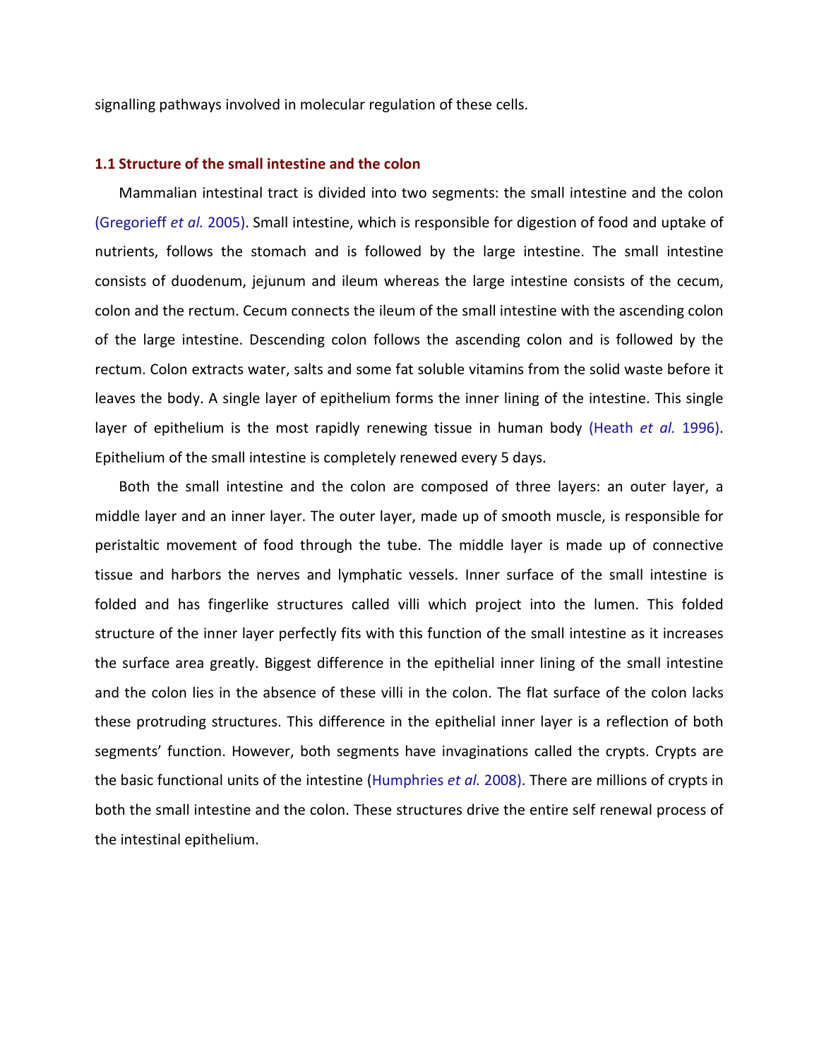signalling pathways involved in molecular regulation of these cells.

### 1.1 Structure of the small intestine and the colon

Mammalian intestinal tract is divided into two segments: the small intestine and the colon (Gregorieff *et al.* 2005). Small intestine, which is responsible for digestion of food and uptake of nutrients, follows the stomach and is followed by the large intestine. The small intestine consists of duodenum, jejunum and ileum whereas the large intestine consists of the cecum, colon and the rectum. Cecum connects the ileum of the small intestine with the ascending colon of the large intestine. Descending colon follows the ascending colon and is followed by the rectum. Colon extracts water, salts and some fat soluble vitamins from the solid waste before it leaves the body. A single layer of epithelium forms the inner lining of the intestine. This single layer of epithelium is the most rapidly renewing tissue in human body (Heath *et al.* 1996). Epithelium of the small intestine is completely renewed every 5 days.

Both the small intestine and the colon are composed of three layers: an outer layer, a middle layer and an inner layer. The outer layer, made up of smooth muscle, is responsible for peristaltic movement of food through the tube. The middle layer is made up of connective tissue and harbors the nerves and lymphatic vessels. Inner surface of the small intestine is folded and has fingerlike structures called villi which project into the lumen. This folded structure of the inner layer perfectly fits with this function of the small intestine as it increases the surface area greatly. Biggest difference in the epithelial inner lining of the small intestine and the colon lies in the absence of these villi in the colon. The flat surface of the colon lacks these protruding structures. This difference in the epithelial inner layer is a reflection of both segments' function. However, both segments have invaginations called the crypts. Crypts are the basic functional units of the intestine (Humphries *et al.* 2008). There are millions of crypts in both the small intestine and the colon. These structures drive the entire self renewal process of the intestinal epithelium.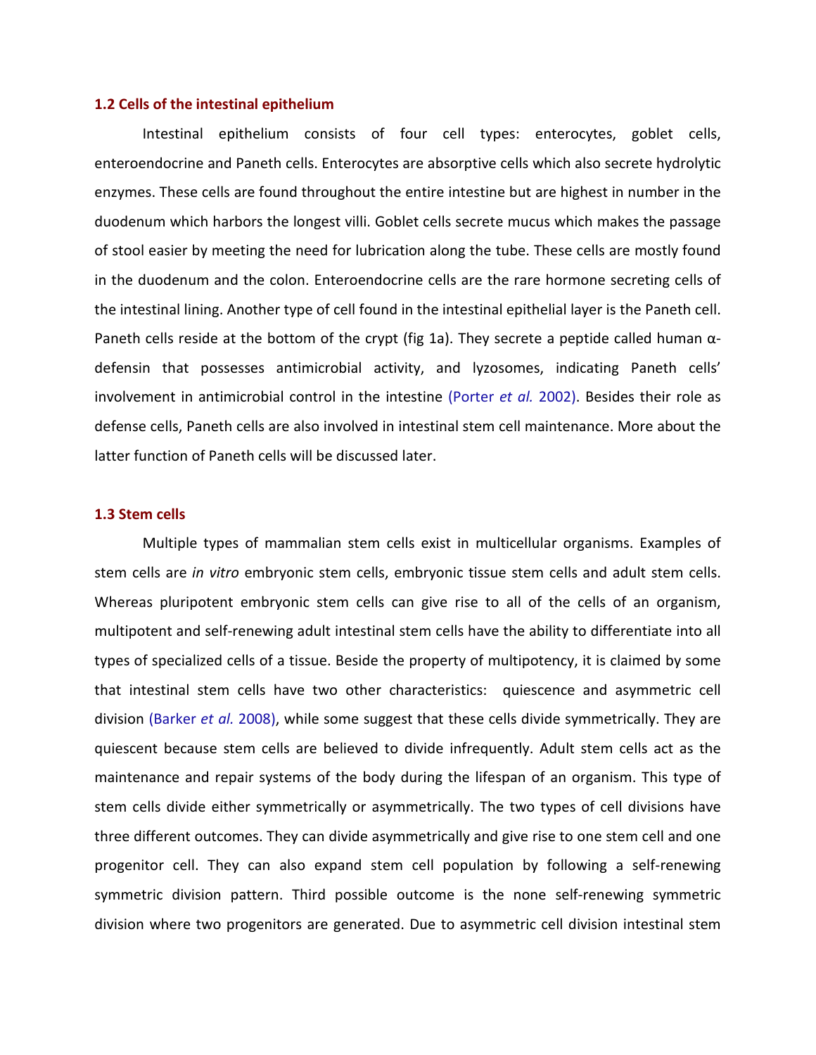### 1.2 Cells of the intestinal epithelium

Intestinal epithelium consists of four cell types: enterocytes, goblet cells, enteroendocrine and Paneth cells. Enterocytes are absorptive cells which also secrete hydrolytic enzymes. These cells are found throughout the entire intestine but are highest in number in the duodenum which harbors the longest villi. Goblet cells secrete mucus which makes the passage of stool easier by meeting the need for lubrication along the tube. These cells are mostly found in the duodenum and the colon. Enteroendocrine cells are the rare hormone secreting cells of the intestinal lining. Another type of cell found in the intestinal epithelial layer is the Paneth cell. Paneth cells reside at the bottom of the crypt (fig 1a). They secrete a peptide called human α-defensin that possesses antimicrobial activity, and lyzosomes, indicating Paneth cells' involvement in antimicrobial control in the intestine (Porter *et al.* 2002). Besides their role as defense cells, Paneth cells are also involved in intestinal stem cell maintenance. More about the latter function of Paneth cells will be discussed later.

### 1.3 Stem cells

Multiple types of mammalian stem cells exist in multicellular organisms. Examples of stem cells are *in vitro* embryonic stem cells, embryonic tissue stem cells and adult stem cells. Whereas pluripotent embryonic stem cells can give rise to all of the cells of an organism, multipotent and self-renewing adult intestinal stem cells have the ability to differentiate into all types of specialized cells of a tissue. Beside the property of multipotency, it is claimed by some that intestinal stem cells have two other characteristics: quiescence and asymmetric cell division (Barker *et al.* 2008), while some suggest that these cells divide symmetrically. They are quiescent because stem cells are believed to divide infrequently. Adult stem cells act as the maintenance and repair systems of the body during the lifespan of an organism. This type of stem cells divide either symmetrically or asymmetrically. The two types of cell divisions have three different outcomes. They can divide asymmetrically and give rise to one stem cell and one progenitor cell. They can also expand stem cell population by following a self-renewing symmetric division pattern. Third possible outcome is the none self-renewing symmetric division where two progenitors are generated. Due to asymmetric cell division intestinal stem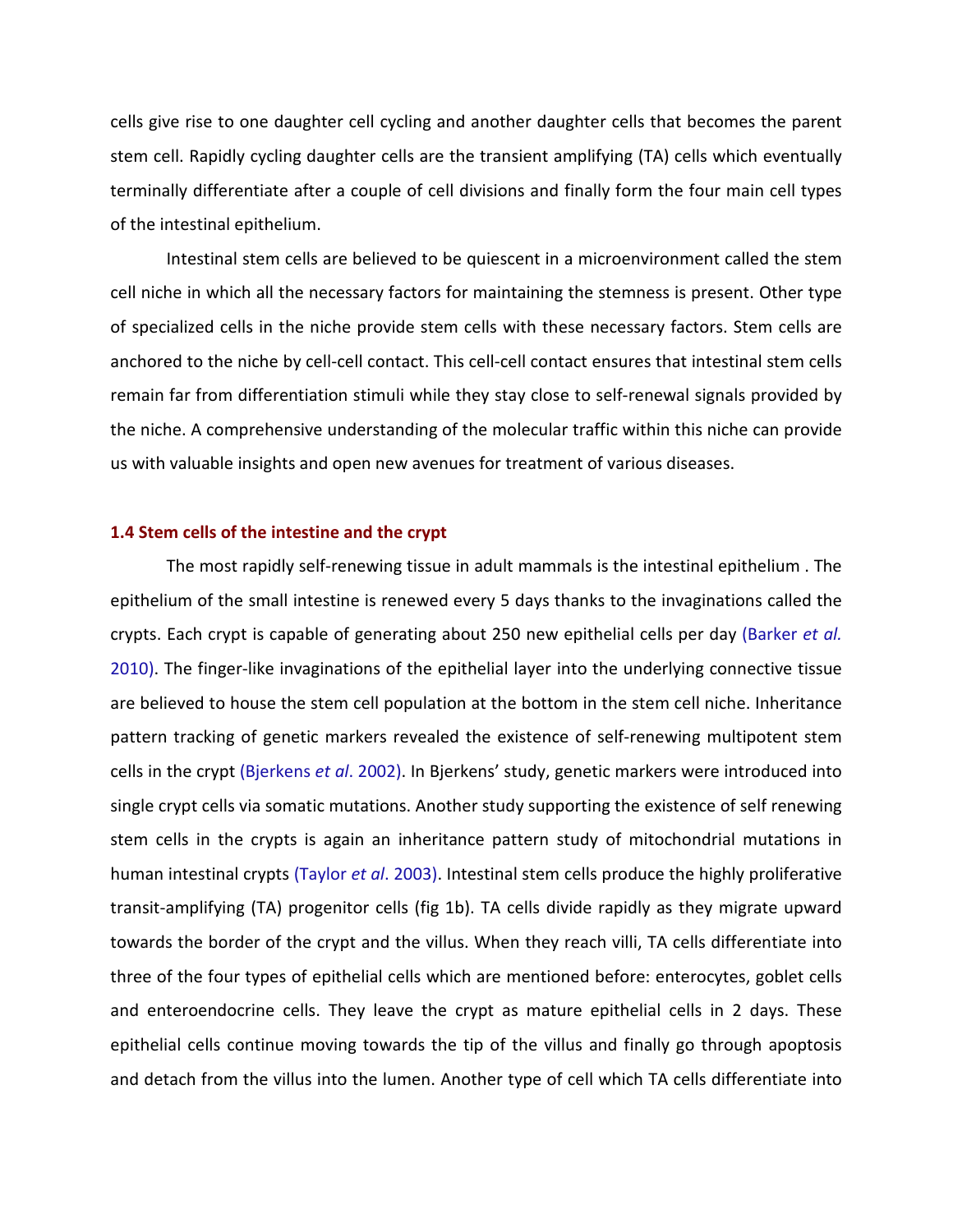cells give rise to one daughter cell cycling and another daughter cells that becomes the parent stem cell. Rapidly cycling daughter cells are the transient amplifying (TA) cells which eventually terminally differentiate after a couple of cell divisions and finally form the four main cell types of the intestinal epithelium.

Intestinal stem cells are believed to be quiescent in a microenvironment called the stem cell niche in which all the necessary factors for maintaining the stemness is present. Other type of specialized cells in the niche provide stem cells with these necessary factors. Stem cells are anchored to the niche by cell-cell contact. This cell-cell contact ensures that intestinal stem cells remain far from differentiation stimuli while they stay close to self-renewal signals provided by the niche. A comprehensive understanding of the molecular traffic within this niche can provide us with valuable insights and open new avenues for treatment of various diseases.

### 1.4 Stem cells of the intestine and the crypt

The most rapidly self-renewing tissue in adult mammals is the intestinal epithelium . The epithelium of the small intestine is renewed every 5 days thanks to the invaginations called the crypts. Each crypt is capable of generating about 250 new epithelial cells per day (Barker *et al.* 2010). The finger-like invaginations of the epithelial layer into the underlying connective tissue are believed to house the stem cell population at the bottom in the stem cell niche. Inheritance pattern tracking of genetic markers revealed the existence of self-renewing multipotent stem cells in the crypt (Bjerkens *et al*. 2002). In Bjerkens' study, genetic markers were introduced into single crypt cells via somatic mutations. Another study supporting the existence of self renewing stem cells in the crypts is again an inheritance pattern study of mitochondrial mutations in human intestinal crypts (Taylor *et al*. 2003). Intestinal stem cells produce the highly proliferative transit-amplifying (TA) progenitor cells (fig 1b). TA cells divide rapidly as they migrate upward towards the border of the crypt and the villus. When they reach villi, TA cells differentiate into three of the four types of epithelial cells which are mentioned before: enterocytes, goblet cells and enteroendocrine cells. They leave the crypt as mature epithelial cells in 2 days. These epithelial cells continue moving towards the tip of the villus and finally go through apoptosis and detach from the villus into the lumen. Another type of cell which TA cells differentiate into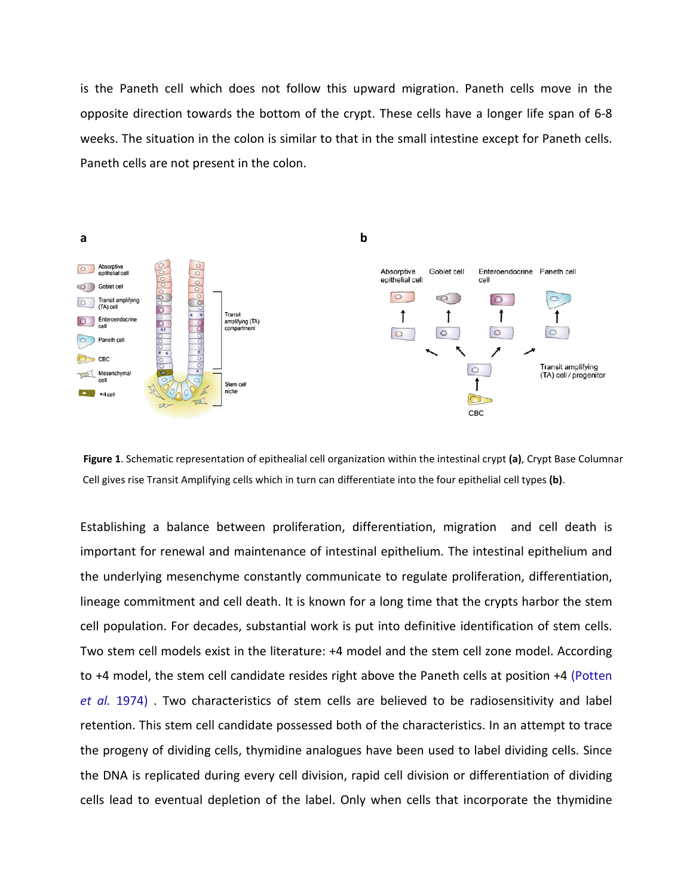is the Paneth cell which does not follow this upward migration. Paneth cells move in the opposite direction towards the bottom of the crypt. These cells have a longer life span of 6-8 weeks. The situation in the colon is similar to that in the small intestine except for Paneth cells. Paneth cells are not present in the colon.

**Figure 1**. Schematic representation of epithealial cell organization within the intestinal crypt **(a)**, Crypt Base Columnar Cell gives rise Transit Amplifying cells which in turn can differentiate into the four epithelial cell types **(b)**.

Establishing a balance between proliferation, differentiation, migration and cell death is important for renewal and maintenance of intestinal epithelium. The intestinal epithelium and the underlying mesenchyme constantly communicate to regulate proliferation, differentiation, lineage commitment and cell death. It is known for a long time that the crypts harbor the stem cell population. For decades, substantial work is put into definitive identification of stem cells. Two stem cell models exist in the literature: +4 model and the stem cell zone model. According to +4 model, the stem cell candidate resides right above the Paneth cells at position +4 (Potten *et al.* 1974) . Two characteristics of stem cells are believed to be radiosensitivity and label retention. This stem cell candidate possessed both of the characteristics. In an attempt to trace the progeny of dividing cells, thymidine analogues have been used to label dividing cells. Since the DNA is replicated during every cell division, rapid cell division or differentiation of dividing cells lead to eventual depletion of the label. Only when cells that incorporate the thymidine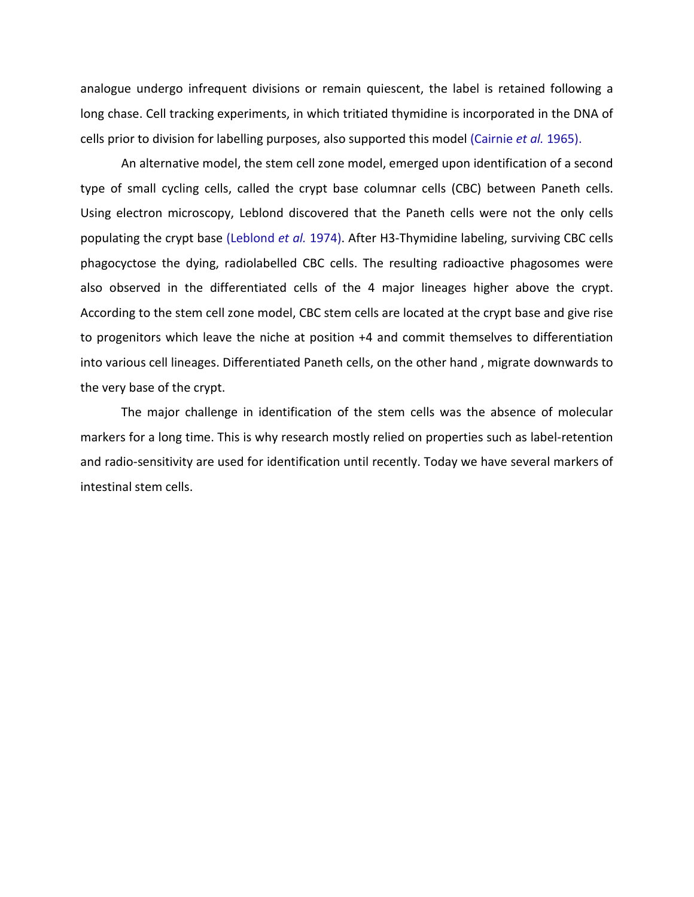analogue undergo infrequent divisions or remain quiescent, the label is retained following a long chase. Cell tracking experiments, in which tritiated thymidine is incorporated in the DNA of cells prior to division for labelling purposes, also supported this model (Cairnie *et al.* 1965).

An alternative model, the stem cell zone model, emerged upon identification of a second type of small cycling cells, called the crypt base columnar cells (CBC) between Paneth cells. Using electron microscopy, Leblond discovered that the Paneth cells were not the only cells populating the crypt base (Leblond *et al.* 1974). After H3-Thymidine labeling, surviving CBC cells phagocyctose the dying, radiolabelled CBC cells. The resulting radioactive phagosomes were also observed in the differentiated cells of the 4 major lineages higher above the crypt. According to the stem cell zone model, CBC stem cells are located at the crypt base and give rise to progenitors which leave the niche at position +4 and commit themselves to differentiation into various cell lineages. Differentiated Paneth cells, on the other hand , migrate downwards to the very base of the crypt.

The major challenge in identification of the stem cells was the absence of molecular markers for a long time. This is why research mostly relied on properties such as label-retention and radio-sensitivity are used for identification until recently. Today we have several markers of intestinal stem cells.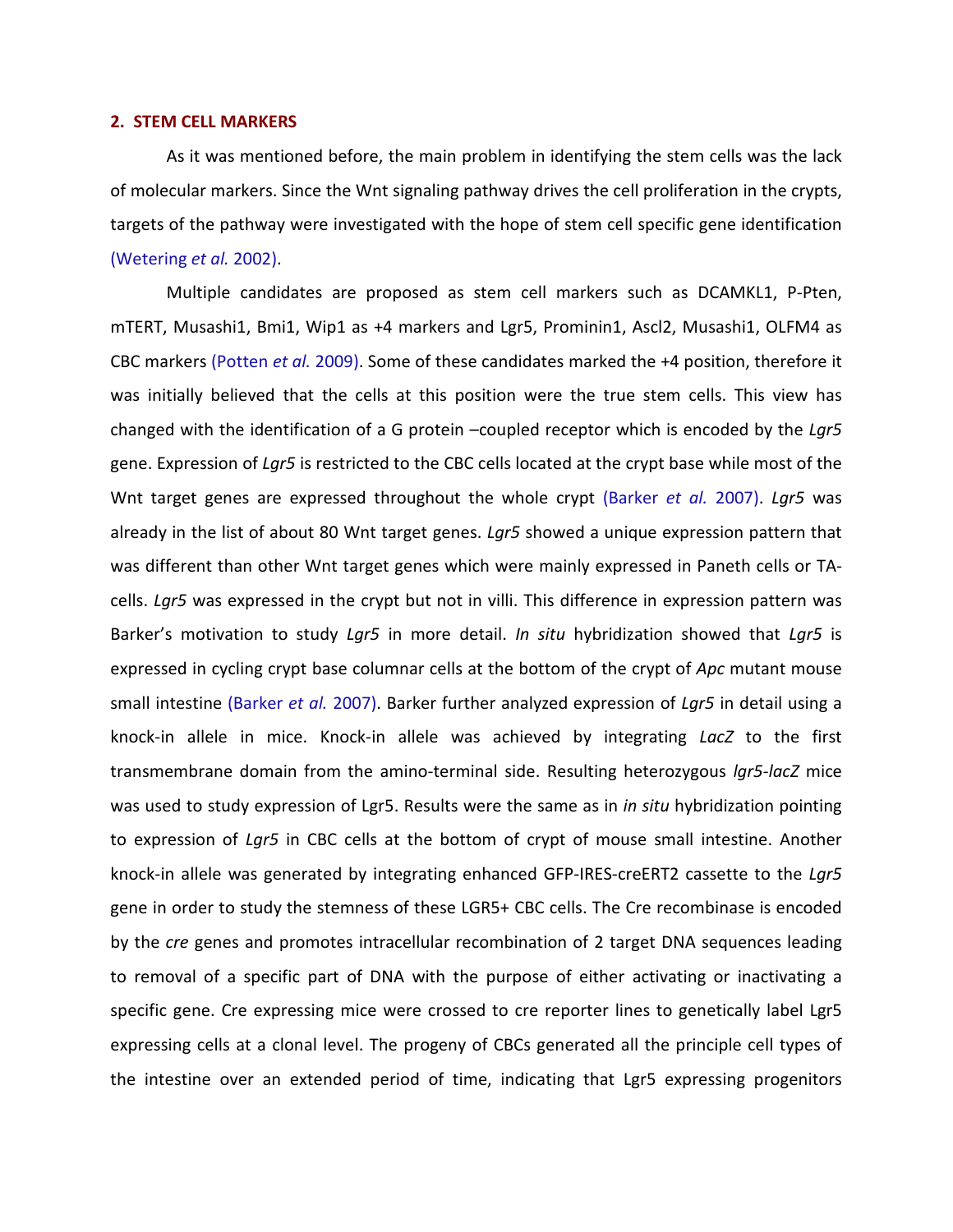## 2. STEM CELL MARKERS

As it was mentioned before, the main problem in identifying the stem cells was the lack of molecular markers. Since the Wnt signaling pathway drives the cell proliferation in the crypts, targets of the pathway were investigated with the hope of stem cell specific gene identification (Wetering *et al.* 2002).

Multiple candidates are proposed as stem cell markers such as DCAMKL1, P-Pten, mTERT, Musashi1, Bmi1, Wip1 as +4 markers and Lgr5, Prominin1, Ascl2, Musashi1, OLFM4 as CBC markers (Potten *et al.* 2009). Some of these candidates marked the +4 position, therefore it was initially believed that the cells at this position were the true stem cells. This view has changed with the identification of a G protein –coupled receptor which is encoded by the *Lgr5* gene. Expression of *Lgr5* is restricted to the CBC cells located at the crypt base while most of the Wnt target genes are expressed throughout the whole crypt (Barker *et al.* 2007). *Lgr5* was already in the list of about 80 Wnt target genes. *Lgr5* showed a unique expression pattern that was different than other Wnt target genes which were mainly expressed in Paneth cells or TA-cells. *Lgr5* was expressed in the crypt but not in villi. This difference in expression pattern was Barker's motivation to study *Lgr5* in more detail. *In situ* hybridization showed that *Lgr5* is expressed in cycling crypt base columnar cells at the bottom of the crypt of *Apc* mutant mouse small intestine (Barker *et al.* 2007). Barker further analyzed expression of *Lgr5* in detail using a knock-in allele in mice. Knock-in allele was achieved by integrating *LacZ* to the first transmembrane domain from the amino-terminal side. Resulting heterozygous *lgr5-lacZ* mice was used to study expression of Lgr5. Results were the same as in *in situ* hybridization pointing to expression of *Lgr5* in CBC cells at the bottom of crypt of mouse small intestine. Another knock-in allele was generated by integrating enhanced GFP-IRES-creERT2 cassette to the *Lgr5* gene in order to study the stemness of these LGR5+ CBC cells. The Cre recombinase is encoded by the *cre* genes and promotes intracellular recombination of 2 target DNA sequences leading to removal of a specific part of DNA with the purpose of either activating or inactivating a specific gene. Cre expressing mice were crossed to cre reporter lines to genetically label Lgr5 expressing cells at a clonal level. The progeny of CBCs generated all the principle cell types of the intestine over an extended period of time, indicating that Lgr5 expressing progenitors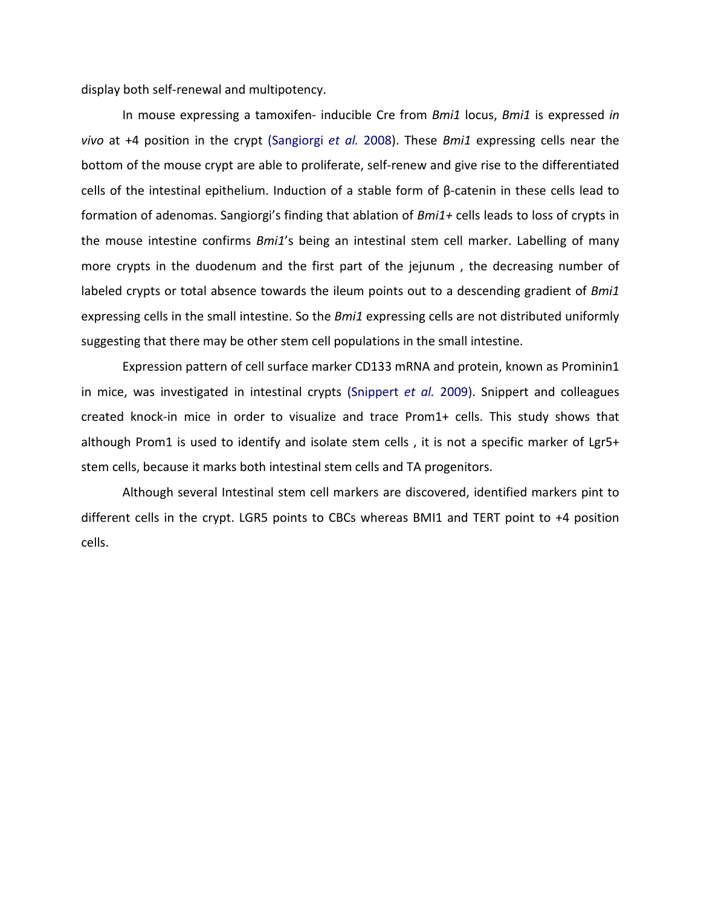display both self-renewal and multipotency.

In mouse expressing a tamoxifen- inducible Cre from *Bmi1* locus, *Bmi1* is expressed *in vivo* at +4 position in the crypt (Sangiorgi *et al.* 2008). These *Bmi1* expressing cells near the bottom of the mouse crypt are able to proliferate, self-renew and give rise to the differentiated cells of the intestinal epithelium. Induction of a stable form of β-catenin in these cells lead to formation of adenomas. Sangiorgi's finding that ablation of *Bmi1+* cells leads to loss of crypts in the mouse intestine confirms *Bmi1*'s being an intestinal stem cell marker. Labelling of many more crypts in the duodenum and the first part of the jejunum , the decreasing number of labeled crypts or total absence towards the ileum points out to a descending gradient of *Bmi1* expressing cells in the small intestine. So the *Bmi1* expressing cells are not distributed uniformly suggesting that there may be other stem cell populations in the small intestine.

Expression pattern of cell surface marker CD133 mRNA and protein, known as Prominin1 in mice, was investigated in intestinal crypts (Snippert *et al.* 2009). Snippert and colleagues created knock-in mice in order to visualize and trace Prom1+ cells. This study shows that although Prom1 is used to identify and isolate stem cells , it is not a specific marker of Lgr5+ stem cells, because it marks both intestinal stem cells and TA progenitors.

Although several Intestinal stem cell markers are discovered, identified markers pint to different cells in the crypt. LGR5 points to CBCs whereas BMI1 and TERT point to +4 position cells.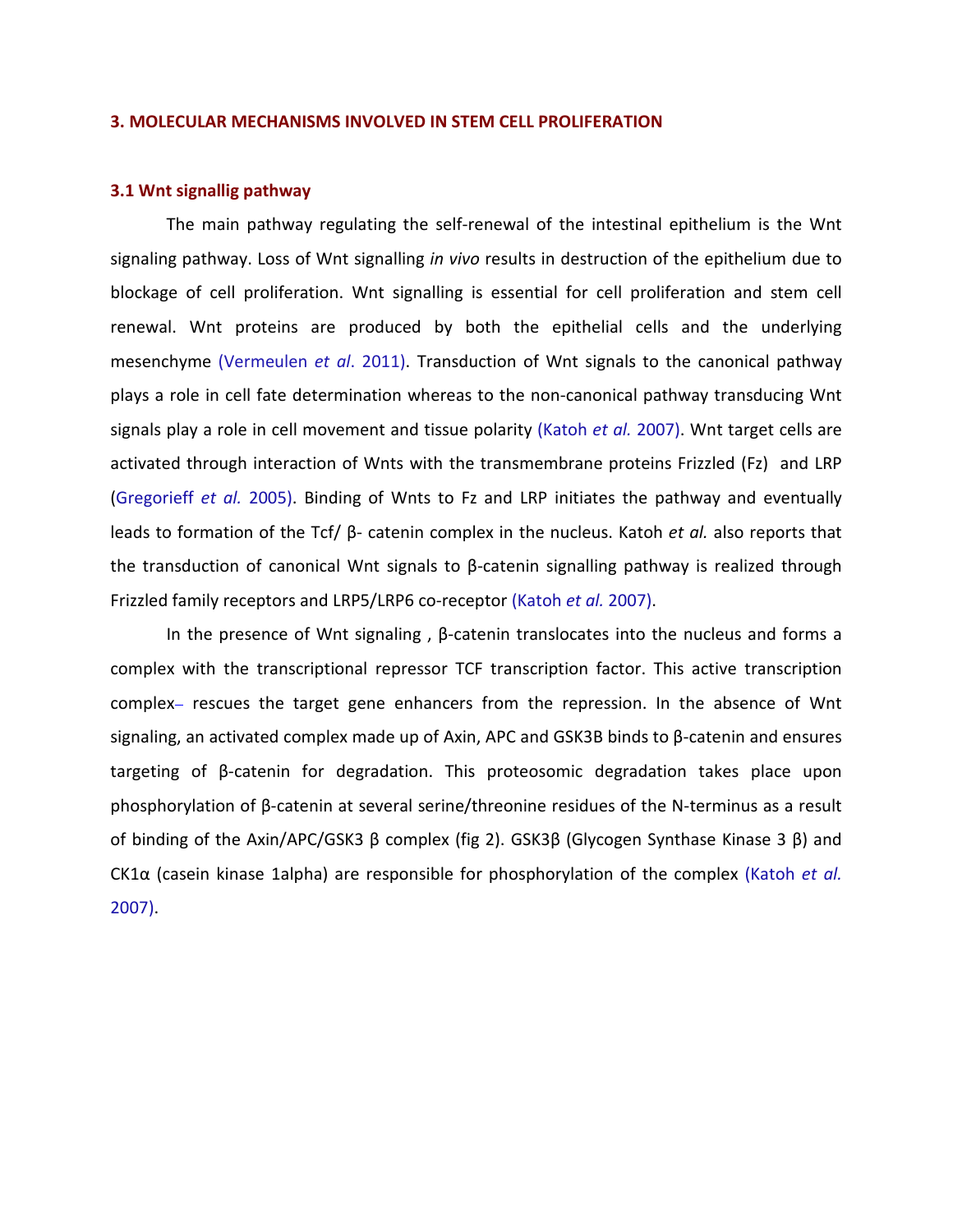## 3. MOLECULAR MECHANISMS INVOLVED IN STEM CELL PROLIFERATION

### 3.1 Wnt signallig pathway

The main pathway regulating the self-renewal of the intestinal epithelium is the Wnt signaling pathway. Loss of Wnt signalling *in vivo* results in destruction of the epithelium due to blockage of cell proliferation. Wnt signalling is essential for cell proliferation and stem cell renewal. Wnt proteins are produced by both the epithelial cells and the underlying mesenchyme (Vermeulen *et al*. 2011). Transduction of Wnt signals to the canonical pathway plays a role in cell fate determination whereas to the non-canonical pathway transducing Wnt signals play a role in cell movement and tissue polarity (Katoh *et al.* 2007). Wnt target cells are activated through interaction of Wnts with the transmembrane proteins Frizzled (Fz) and LRP (Gregorieff *et al.* 2005). Binding of Wnts to Fz and LRP initiates the pathway and eventually leads to formation of the Tcf/ β- catenin complex in the nucleus. Katoh *et al.* also reports that the transduction of canonical Wnt signals to β-catenin signalling pathway is realized through Frizzled family receptors and LRP5/LRP6 co-receptor (Katoh *et al.* 2007).

In the presence of Wnt signaling , β-catenin translocates into the nucleus and forms a complex with the transcriptional repressor TCF transcription factor. This active transcription complex– rescues the target gene enhancers from the repression. In the absence of Wnt signaling, an activated complex made up of Axin, APC and GSK3B binds to β-catenin and ensures targeting of β-catenin for degradation. This proteosomic degradation takes place upon phosphorylation of β-catenin at several serine/threonine residues of the N-terminus as a result of binding of the Axin/APC/GSK3 β complex (fig 2). GSK3β (Glycogen Synthase Kinase 3 β) and CK1α (casein kinase 1alpha) are responsible for phosphorylation of the complex (Katoh *et al.* 2007).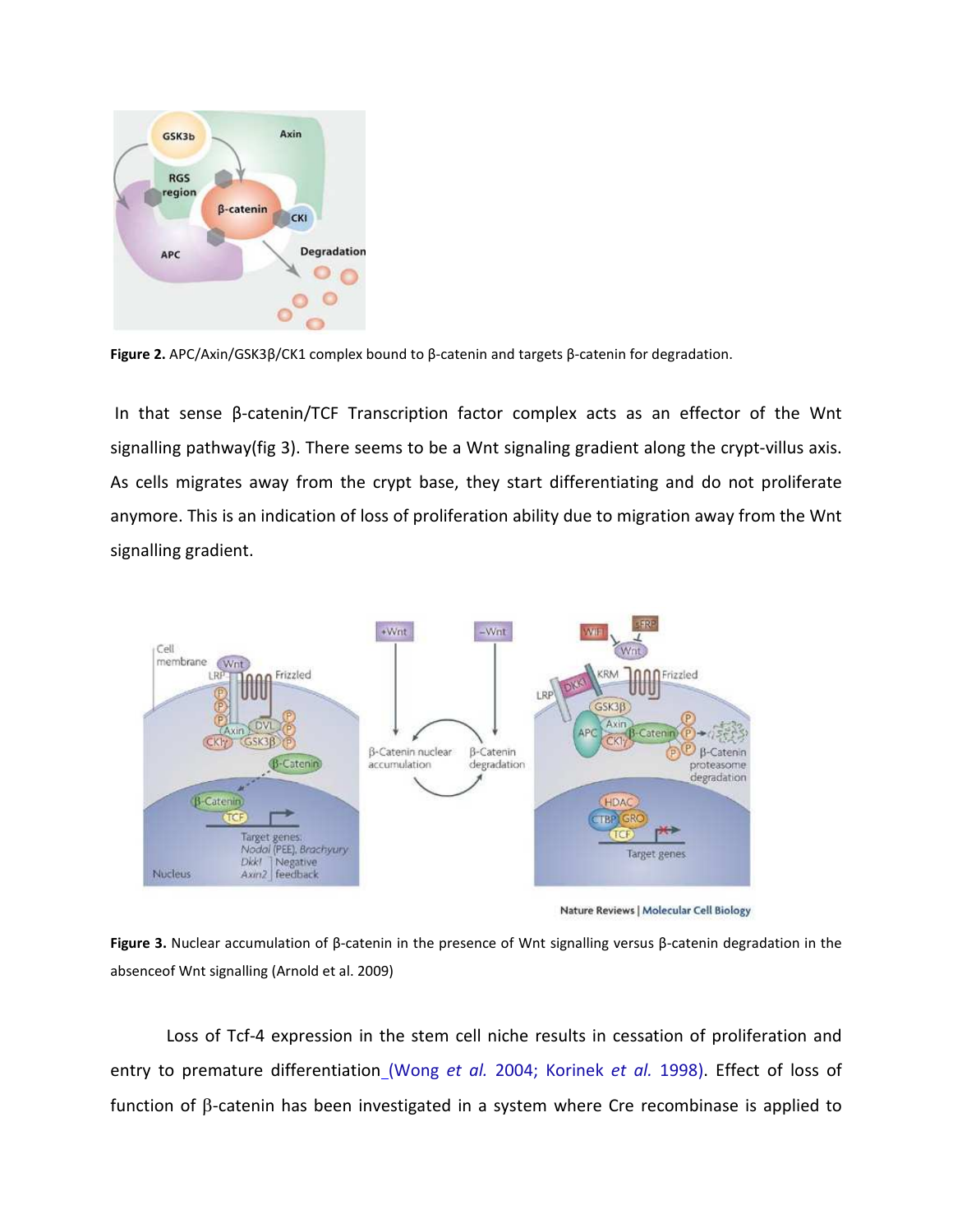**Figure 2.** APC/Axin/GSK3β/CK1 complex bound to β-catenin and targets β-catenin for degradation.

In that sense β-catenin/TCF Transcription factor complex acts as an effector of the Wnt signalling pathway(fig 3). There seems to be a Wnt signaling gradient along the crypt-villus axis. As cells migrates away from the crypt base, they start differentiating and do not proliferate anymore. This is an indication of loss of proliferation ability due to migration away from the Wnt signalling gradient.

**Figure 3.** Nuclear accumulation of β-catenin in the presence of Wnt signalling versus β-catenin degradation in the absenceof Wnt signalling (Arnold et al. 2009)

Loss of Tcf-4 expression in the stem cell niche results in cessation of proliferation and entry to premature differentiation (Wong *et al.* 2004; Korinek *et al.* 1998). Effect of loss of function of β-catenin has been investigated in a system where Cre recombinase is applied to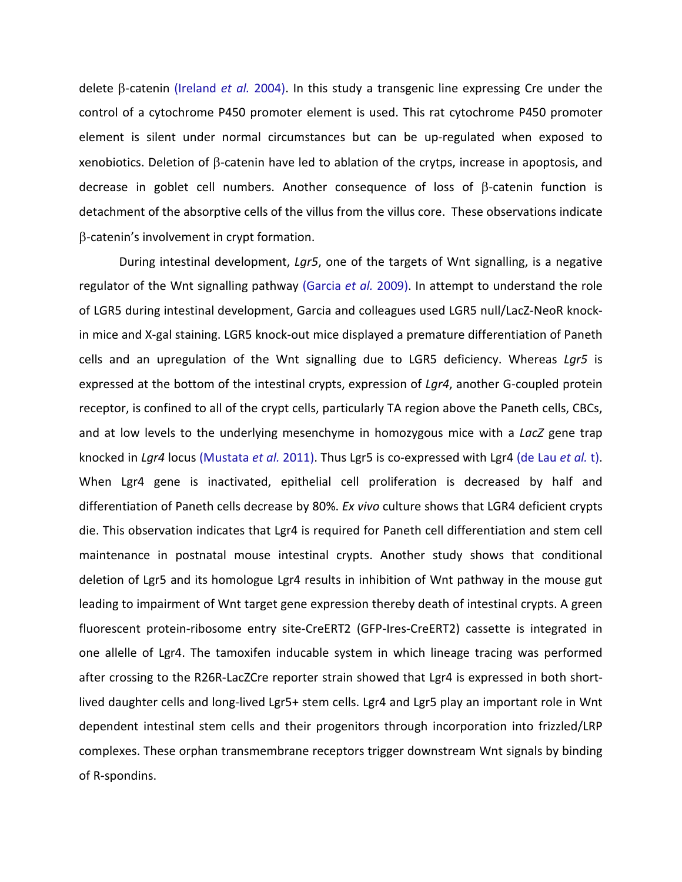delete β-catenin (Ireland *et al.* 2004). In this study a transgenic line expressing Cre under the control of a cytochrome P450 promoter element is used. This rat cytochrome P450 promoter element is silent under normal circumstances but can be up-regulated when exposed to xenobiotics. Deletion of β-catenin have led to ablation of the crytps, increase in apoptosis, and decrease in goblet cell numbers. Another consequence of loss of β-catenin function is detachment of the absorptive cells of the villus from the villus core. These observations indicate β-catenin's involvement in crypt formation.

During intestinal development, *Lgr5*, one of the targets of Wnt signalling, is a negative regulator of the Wnt signalling pathway (Garcia *et al.* 2009). In attempt to understand the role of LGR5 during intestinal development, Garcia and colleagues used LGR5 null/LacZ-NeoR knock-in mice and X-gal staining. LGR5 knock-out mice displayed a premature differentiation of Paneth cells and an upregulation of the Wnt signalling due to LGR5 deficiency. Whereas *Lgr5* is expressed at the bottom of the intestinal crypts, expression of *Lgr4*, another G-coupled protein receptor, is confined to all of the crypt cells, particularly TA region above the Paneth cells, CBCs, and at low levels to the underlying mesenchyme in homozygous mice with a *LacZ* gene trap knocked in *Lgr4* locus (Mustata *et al.* 2011). Thus Lgr5 is co-expressed with Lgr4 (de Lau *et al.* t). When Lgr4 gene is inactivated, epithelial cell proliferation is decreased by half and differentiation of Paneth cells decrease by 80%. *Ex vivo* culture shows that LGR4 deficient crypts die. This observation indicates that Lgr4 is required for Paneth cell differentiation and stem cell maintenance in postnatal mouse intestinal crypts. Another study shows that conditional deletion of Lgr5 and its homologue Lgr4 results in inhibition of Wnt pathway in the mouse gut leading to impairment of Wnt target gene expression thereby death of intestinal crypts. A green fluorescent protein-ribosome entry site-CreERT2 (GFP-Ires-CreERT2) cassette is integrated in one allele of Lgr4. The tamoxifen inducable system in which lineage tracing was performed after crossing to the R26R-LacZCre reporter strain showed that Lgr4 is expressed in both short-lived daughter cells and long-lived Lgr5+ stem cells. Lgr4 and Lgr5 play an important role in Wnt dependent intestinal stem cells and their progenitors through incorporation into frizzled/LRP complexes. These orphan transmembrane receptors trigger downstream Wnt signals by binding of R-spondins.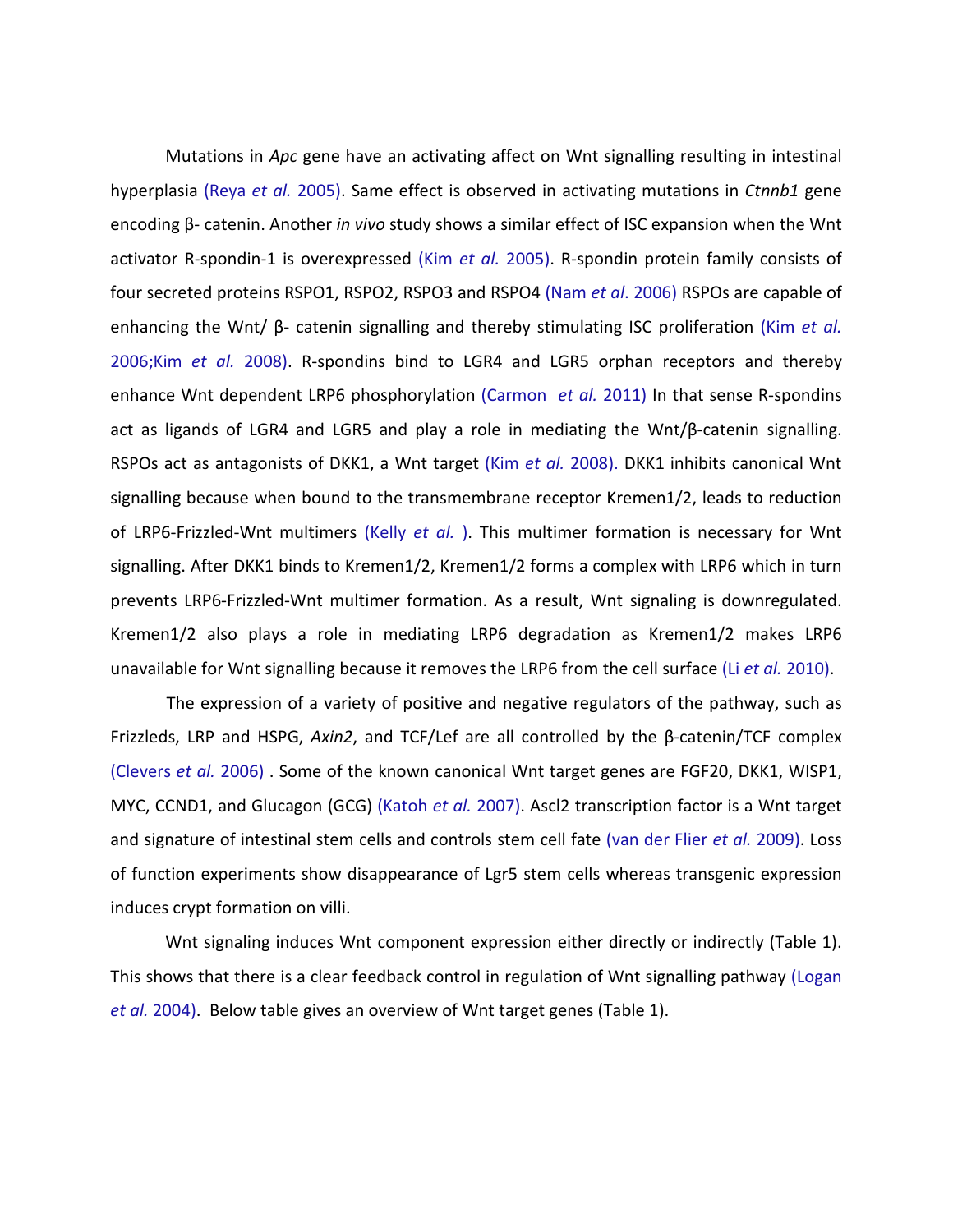Mutations in *Apc* gene have an activating affect on Wnt signalling resulting in intestinal hyperplasia (Reya *et al.* 2005). Same effect is observed in activating mutations in *Ctnnb1* gene encoding β- catenin. Another *in vivo* study shows a similar effect of ISC expansion when the Wnt activator R-spondin-1 is overexpressed (Kim *et al.* 2005). R-spondin protein family consists of four secreted proteins RSPO1, RSPO2, RSPO3 and RSPO4 (Nam *et al*. 2006) RSPOs are capable of enhancing the Wnt/ β- catenin signalling and thereby stimulating ISC proliferation (Kim *et al.* 2006;Kim *et al.* 2008). R-spondins bind to LGR4 and LGR5 orphan receptors and thereby enhance Wnt dependent LRP6 phosphorylation (Carmon *et al.* 2011) In that sense R-spondins act as ligands of LGR4 and LGR5 and play a role in mediating the Wnt/β-catenin signalling. RSPOs act as antagonists of DKK1, a Wnt target (Kim *et al.* 2008). DKK1 inhibits canonical Wnt signalling because when bound to the transmembrane receptor Kremen1/2, leads to reduction of LRP6-Frizzled-Wnt multimers (Kelly *et al.* ). This multimer formation is necessary for Wnt signalling. After DKK1 binds to Kremen1/2, Kremen1/2 forms a complex with LRP6 which in turn prevents LRP6-Frizzled-Wnt multimer formation. As a result, Wnt signaling is downregulated. Kremen1/2 also plays a role in mediating LRP6 degradation as Kremen1/2 makes LRP6 unavailable for Wnt signalling because it removes the LRP6 from the cell surface (Li *et al.* 2010).

The expression of a variety of positive and negative regulators of the pathway, such as Frizzleds, LRP and HSPG, *Axin2*, and TCF/Lef are all controlled by the β-catenin/TCF complex (Clevers *et al.* 2006) . Some of the known canonical Wnt target genes are FGF20, DKK1, WISP1, MYC, CCND1, and Glucagon (GCG) (Katoh *et al.* 2007). Ascl2 transcription factor is a Wnt target and signature of intestinal stem cells and controls stem cell fate (van der Flier *et al.* 2009). Loss of function experiments show disappearance of Lgr5 stem cells whereas transgenic expression induces crypt formation on villi.

Wnt signaling induces Wnt component expression either directly or indirectly (Table 1). This shows that there is a clear feedback control in regulation of Wnt signalling pathway (Logan *et al.* 2004). Below table gives an overview of Wnt target genes (Table 1).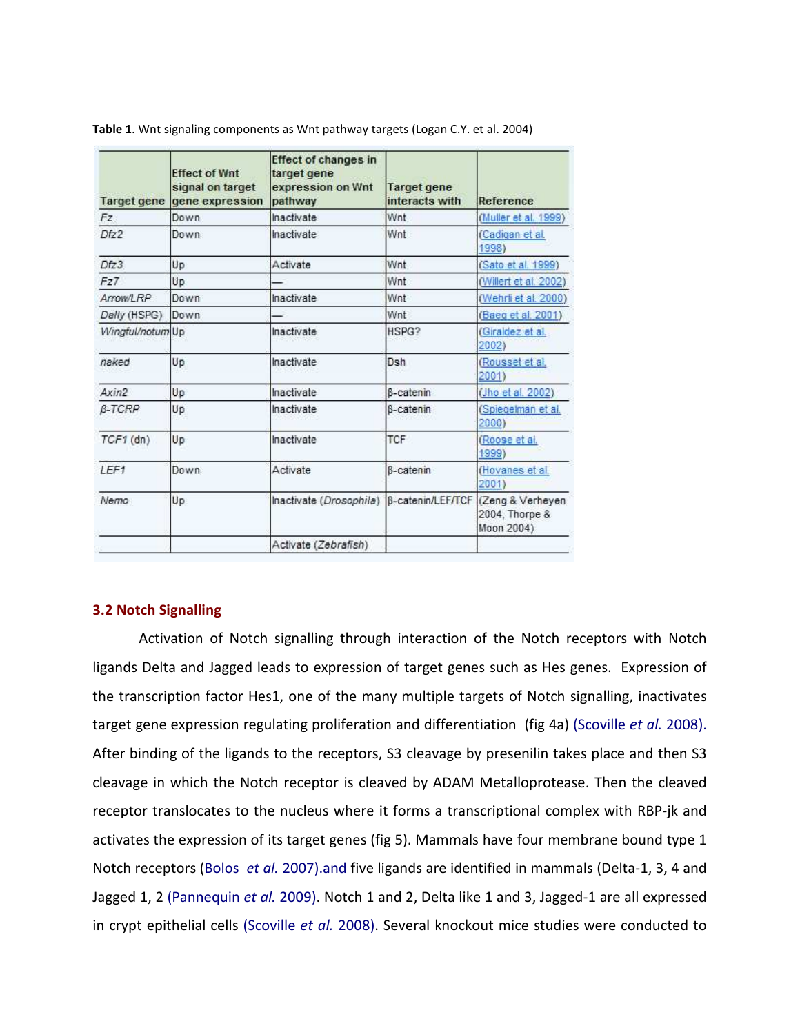**Table 1**. Wnt signaling components as Wnt pathway targets (Logan C.Y. et al. 2004)

| Target gene | Effect of Wnt signal on target gene expression | Effect of changes in target gene expression on Wnt pathway | Target gene interacts with | Reference |
|---|---|---|---|---|
| *Fz* | Down | Inactivate | Wnt | (Muller et al. 1999) |
| *Dfz2* | Down | Inactivate | Wnt | (Cadigan et al. 1998) |
| *Dfz3* | Up | Activate | Wnt | (Sato et al. 1999) |
| *Fz7* | Up | — | Wnt | (Willert et al. 2002) |
| *Arrow/LRP* | Down | Inactivate | Wnt | (Wehrli et al. 2000) |
| *Dally* (HSPG) | Down | — | Wnt | (Baeg et al. 2001) |
| *Wingful/notum* | Up | Inactivate | HSPG? | (Giraldez et al. 2002) |
| *naked* | Up | Inactivate | Dsh | (Rousset et al. 2001) |
| *Axin2* | Up | Inactivate | β-catenin | (Jho et al. 2002) |
| *β-TCRP* | Up | Inactivate | β-catenin | (Spiegelman et al. 2000) |
| *TCF1* (dn) | Up | Inactivate | TCF | (Roose et al. 1999) |
| *LEF1* | Down | Activate | β-catenin | (Hovanes et al. 2001) |
| *Nemo* | Up | Inactivate (*Drosophila*) | β-catenin/LEF/TCF | (Zeng & Verheyen 2004, Thorpe & Moon 2004) |
| | | Activate (*Zebrafish*) | | |

### 3.2 Notch Signalling

Activation of Notch signalling through interaction of the Notch receptors with Notch ligands Delta and Jagged leads to expression of target genes such as Hes genes. Expression of the transcription factor Hes1, one of the many multiple targets of Notch signalling, inactivates target gene expression regulating proliferation and differentiation (fig 4a) (Scoville *et al.* 2008). After binding of the ligands to the receptors, S3 cleavage by presenilin takes place and then S3 cleavage in which the Notch receptor is cleaved by ADAM Metalloprotease. Then the cleaved receptor translocates to the nucleus where it forms a transcriptional complex with RBP-jk and activates the expression of its target genes (fig 5). Mammals have four membrane bound type 1 Notch receptors (Bolos *et al.* 2007).and five ligands are identified in mammals (Delta-1, 3, 4 and Jagged 1, 2 (Pannequin *et al.* 2009). Notch 1 and 2, Delta like 1 and 3, Jagged-1 are all expressed in crypt epithelial cells (Scoville *et al.* 2008). Several knockout mice studies were conducted to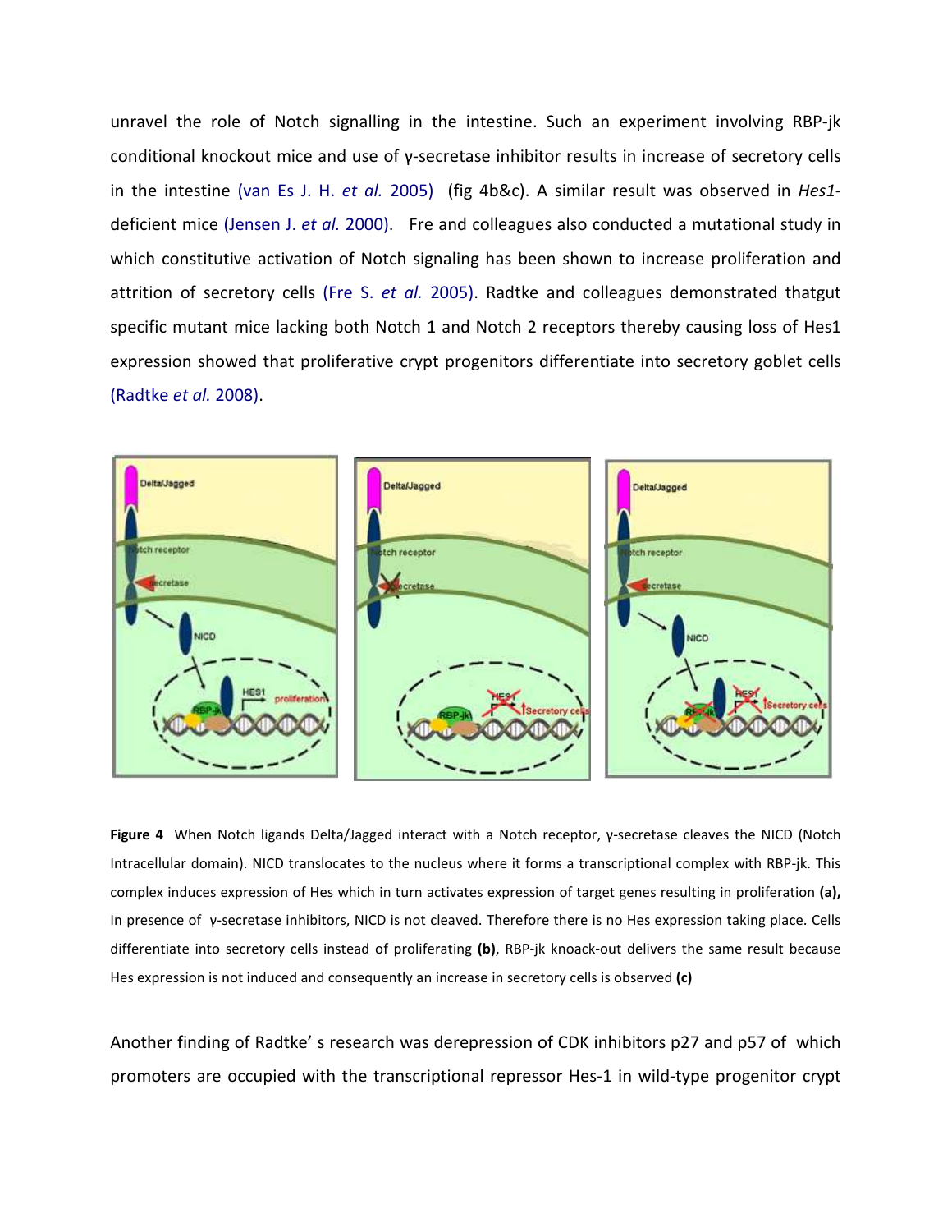unravel the role of Notch signalling in the intestine. Such an experiment involving RBP-jk conditional knockout mice and use of γ-secretase inhibitor results in increase of secretory cells in the intestine (van Es J. H. *et al.* 2005) (fig 4b&c). A similar result was observed in *Hes1*-deficient mice (Jensen J. *et al.* 2000). Fre and colleagues also conducted a mutational study in which constitutive activation of Notch signaling has been shown to increase proliferation and attrition of secretory cells (Fre S. *et al.* 2005). Radtke and colleagues demonstrated thatgut specific mutant mice lacking both Notch 1 and Notch 2 receptors thereby causing loss of Hes1 expression showed that proliferative crypt progenitors differentiate into secretory goblet cells (Radtke *et al.* 2008).

**Figure 4** When Notch ligands Delta/Jagged interact with a Notch receptor, γ-secretase cleaves the NICD (Notch Intracellular domain). NICD translocates to the nucleus where it forms a transcriptional complex with RBP-jk. This complex induces expression of Hes which in turn activates expression of target genes resulting in proliferation **(a),** In presence of γ-secretase inhibitors, NICD is not cleaved. Therefore there is no Hes expression taking place. Cells differentiate into secretory cells instead of proliferating **(b)**, RBP-jk knoack-out delivers the same result because Hes expression is not induced and consequently an increase in secretory cells is observed **(c)**

Another finding of Radtke' s research was derepression of CDK inhibitors p27 and p57 of which promoters are occupied with the transcriptional repressor Hes-1 in wild-type progenitor crypt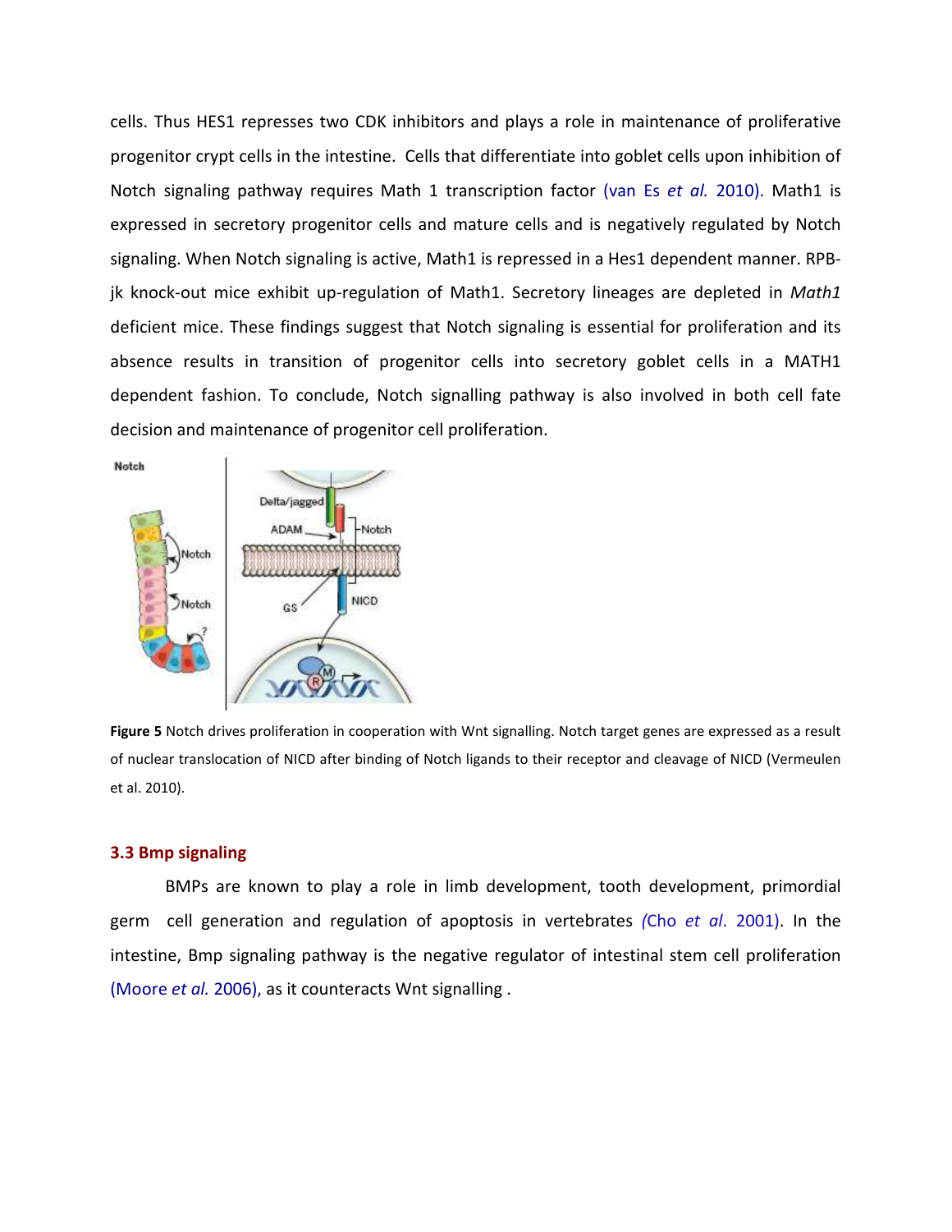cells. Thus HES1 represses two CDK inhibitors and plays a role in maintenance of proliferative progenitor crypt cells in the intestine. Cells that differentiate into goblet cells upon inhibition of Notch signaling pathway requires Math 1 transcription factor (van Es *et al.* 2010). Math1 is expressed in secretory progenitor cells and mature cells and is negatively regulated by Notch signaling. When Notch signaling is active, Math1 is repressed in a Hes1 dependent manner. RPB-jk knock-out mice exhibit up-regulation of Math1. Secretory lineages are depleted in *Math1* deficient mice. These findings suggest that Notch signaling is essential for proliferation and its absence results in transition of progenitor cells into secretory goblet cells in a MATH1 dependent fashion. To conclude, Notch signalling pathway is also involved in both cell fate decision and maintenance of progenitor cell proliferation.

**Figure 5** Notch drives proliferation in cooperation with Wnt signalling. Notch target genes are expressed as a result of nuclear translocation of NICD after binding of Notch ligands to their receptor and cleavage of NICD (Vermeulen et al. 2010).

### 3.3 Bmp signaling

BMPs are known to play a role in limb development, tooth development, primordial germ cell generation and regulation of apoptosis in vertebrates (Cho *et al*. 2001). In the intestine, Bmp signaling pathway is the negative regulator of intestinal stem cell proliferation (Moore *et al.* 2006), as it counteracts Wnt signalling .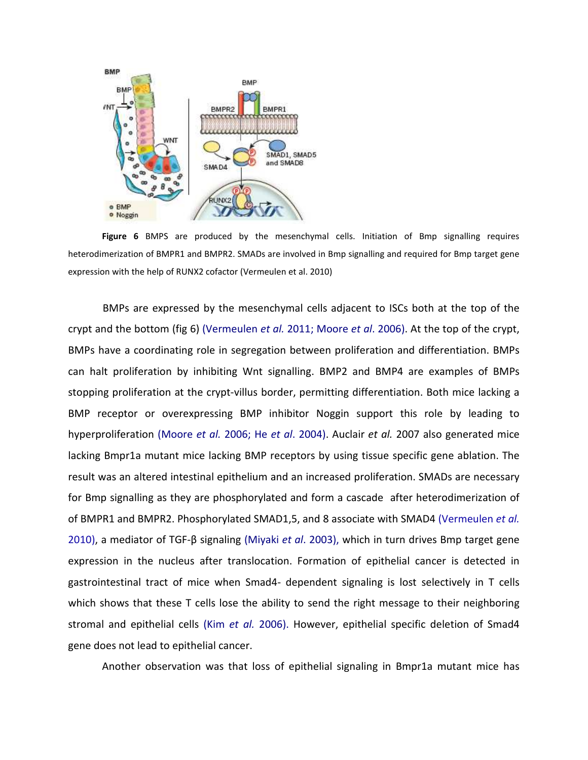**Figure 6** BMPS are produced by the mesenchymal cells. Initiation of Bmp signalling requires heterodimerization of BMPR1 and BMPR2. SMADs are involved in Bmp signalling and required for Bmp target gene expression with the help of RUNX2 cofactor (Vermeulen et al. 2010)

BMPs are expressed by the mesenchymal cells adjacent to ISCs both at the top of the crypt and the bottom (fig 6) (Vermeulen *et al.* 2011; Moore *et al*. 2006). At the top of the crypt, BMPs have a coordinating role in segregation between proliferation and differentiation. BMPs can halt proliferation by inhibiting Wnt signalling. BMP2 and BMP4 are examples of BMPs stopping proliferation at the crypt-villus border, permitting differentiation. Both mice lacking a BMP receptor or overexpressing BMP inhibitor Noggin support this role by leading to hyperproliferation (Moore *et al.* 2006; He *et al*. 2004). Auclair *et al.* 2007 also generated mice lacking Bmpr1a mutant mice lacking BMP receptors by using tissue specific gene ablation. The result was an altered intestinal epithelium and an increased proliferation. SMADs are necessary for Bmp signalling as they are phosphorylated and form a cascade after heterodimerization of of BMPR1 and BMPR2. Phosphorylated SMAD1,5, and 8 associate with SMAD4 (Vermeulen *et al.* 2010), a mediator of TGF-β signaling (Miyaki *et al*. 2003), which in turn drives Bmp target gene expression in the nucleus after translocation. Formation of epithelial cancer is detected in gastrointestinal tract of mice when Smad4- dependent signaling is lost selectively in T cells which shows that these T cells lose the ability to send the right message to their neighboring stromal and epithelial cells (Kim *et al.* 2006). However, epithelial specific deletion of Smad4 gene does not lead to epithelial cancer.

Another observation was that loss of epithelial signaling in Bmpr1a mutant mice has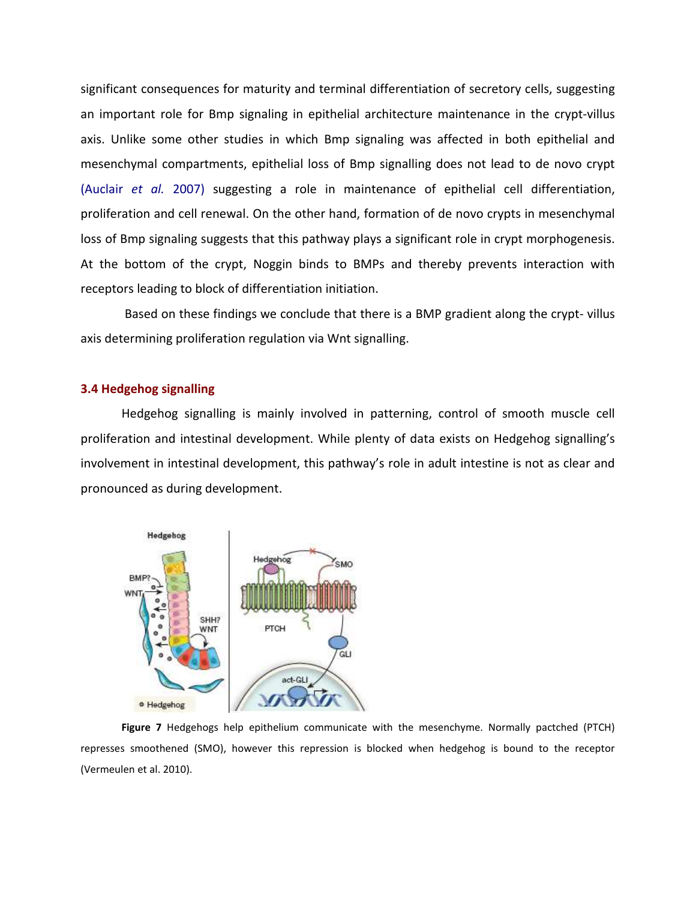significant consequences for maturity and terminal differentiation of secretory cells, suggesting an important role for Bmp signaling in epithelial architecture maintenance in the crypt-villus axis. Unlike some other studies in which Bmp signaling was affected in both epithelial and mesenchymal compartments, epithelial loss of Bmp signalling does not lead to de novo crypt (Auclair *et al.* 2007) suggesting a role in maintenance of epithelial cell differentiation, proliferation and cell renewal. On the other hand, formation of de novo crypts in mesenchymal loss of Bmp signaling suggests that this pathway plays a significant role in crypt morphogenesis. At the bottom of the crypt, Noggin binds to BMPs and thereby prevents interaction with receptors leading to block of differentiation initiation.

Based on these findings we conclude that there is a BMP gradient along the crypt- villus axis determining proliferation regulation via Wnt signalling.

### 3.4 Hedgehog signalling

Hedgehog signalling is mainly involved in patterning, control of smooth muscle cell proliferation and intestinal development. While plenty of data exists on Hedgehog signalling's involvement in intestinal development, this pathway's role in adult intestine is not as clear and pronounced as during development.

**Figure 7** Hedgehogs help epithelium communicate with the mesenchyme. Normally pactched (PTCH) represses smoothened (SMO), however this repression is blocked when hedgehog is bound to the receptor (Vermeulen et al. 2010).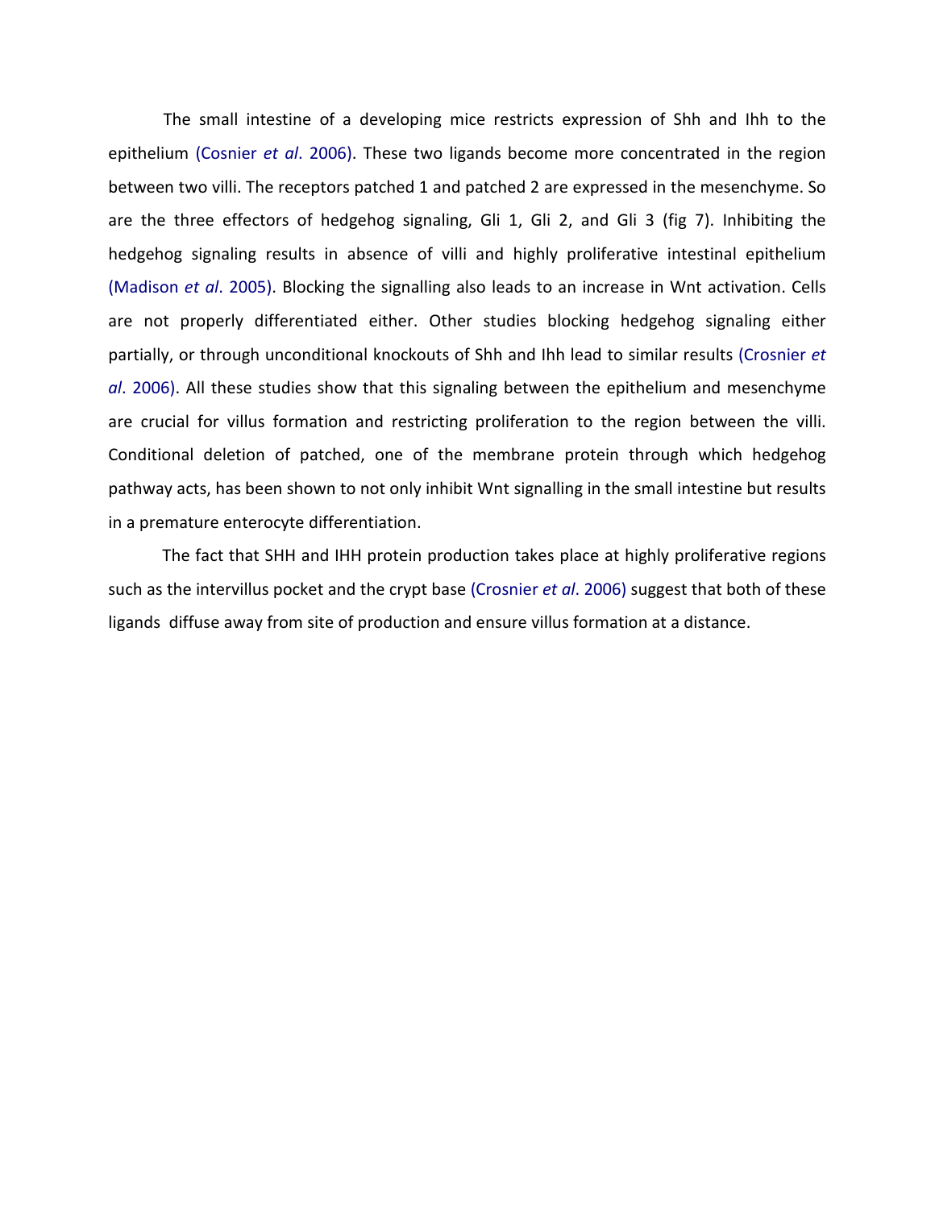The small intestine of a developing mice restricts expression of Shh and Ihh to the epithelium (Cosnier *et al*. 2006). These two ligands become more concentrated in the region between two villi. The receptors patched 1 and patched 2 are expressed in the mesenchyme. So are the three effectors of hedgehog signaling, Gli 1, Gli 2, and Gli 3 (fig 7). Inhibiting the hedgehog signaling results in absence of villi and highly proliferative intestinal epithelium (Madison *et al*. 2005). Blocking the signalling also leads to an increase in Wnt activation. Cells are not properly differentiated either. Other studies blocking hedgehog signaling either partially, or through unconditional knockouts of Shh and Ihh lead to similar results (Crosnier *et al*. 2006). All these studies show that this signaling between the epithelium and mesenchyme are crucial for villus formation and restricting proliferation to the region between the villi. Conditional deletion of patched, one of the membrane protein through which hedgehog pathway acts, has been shown to not only inhibit Wnt signalling in the small intestine but results in a premature enterocyte differentiation.

The fact that SHH and IHH protein production takes place at highly proliferative regions such as the intervillus pocket and the crypt base (Crosnier *et al*. 2006) suggest that both of these ligands diffuse away from site of production and ensure villus formation at a distance.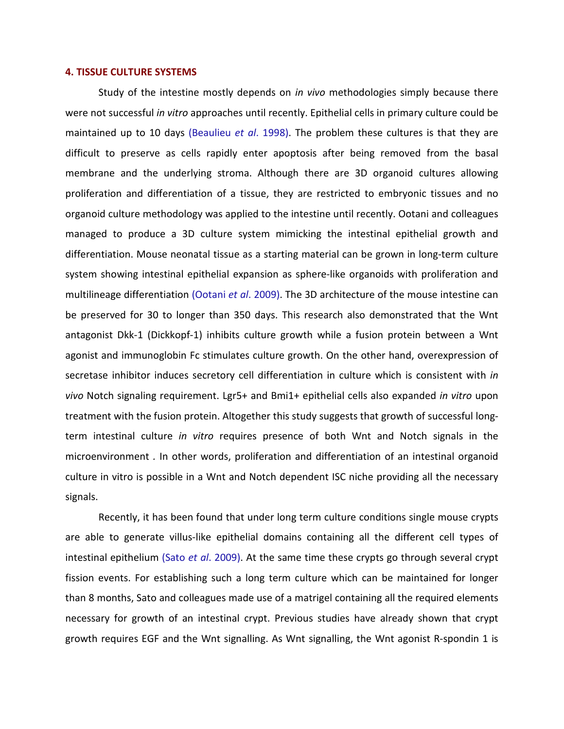## 4. TISSUE CULTURE SYSTEMS

Study of the intestine mostly depends on *in vivo* methodologies simply because there were not successful *in vitro* approaches until recently. Epithelial cells in primary culture could be maintained up to 10 days (Beaulieu *et al*. 1998). The problem these cultures is that they are difficult to preserve as cells rapidly enter apoptosis after being removed from the basal membrane and the underlying stroma. Although there are 3D organoid cultures allowing proliferation and differentiation of a tissue, they are restricted to embryonic tissues and no organoid culture methodology was applied to the intestine until recently. Ootani and colleagues managed to produce a 3D culture system mimicking the intestinal epithelial growth and differentiation. Mouse neonatal tissue as a starting material can be grown in long-term culture system showing intestinal epithelial expansion as sphere-like organoids with proliferation and multilineage differentiation (Ootani *et al*. 2009). The 3D architecture of the mouse intestine can be preserved for 30 to longer than 350 days. This research also demonstrated that the Wnt antagonist Dkk-1 (Dickkopf-1) inhibits culture growth while a fusion protein between a Wnt agonist and immunoglobin Fc stimulates culture growth. On the other hand, overexpression of secretase inhibitor induces secretory cell differentiation in culture which is consistent with *in vivo* Notch signaling requirement. Lgr5+ and Bmi1+ epithelial cells also expanded *in vitro* upon treatment with the fusion protein. Altogether this study suggests that growth of successful long-term intestinal culture *in vitro* requires presence of both Wnt and Notch signals in the microenvironment . In other words, proliferation and differentiation of an intestinal organoid culture in vitro is possible in a Wnt and Notch dependent ISC niche providing all the necessary signals.

Recently, it has been found that under long term culture conditions single mouse crypts are able to generate villus-like epithelial domains containing all the different cell types of intestinal epithelium (Sato *et al*. 2009). At the same time these crypts go through several crypt fission events. For establishing such a long term culture which can be maintained for longer than 8 months, Sato and colleagues made use of a matrigel containing all the required elements necessary for growth of an intestinal crypt. Previous studies have already shown that crypt growth requires EGF and the Wnt signalling. As Wnt signalling, the Wnt agonist R-spondin 1 is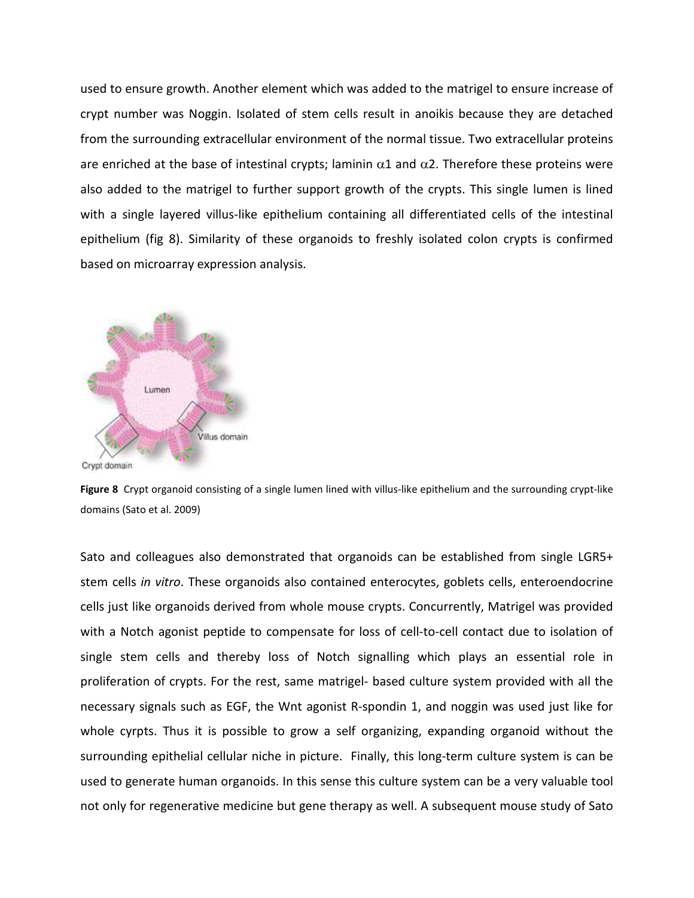used to ensure growth. Another element which was added to the matrigel to ensure increase of crypt number was Noggin. Isolated of stem cells result in anoikis because they are detached from the surrounding extracellular environment of the normal tissue. Two extracellular proteins are enriched at the base of intestinal crypts; laminin $\alpha$1 and $\alpha$2. Therefore these proteins were also added to the matrigel to further support growth of the crypts. This single lumen is lined with a single layered villus-like epithelium containing all differentiated cells of the intestinal epithelium (fig 8). Similarity of these organoids to freshly isolated colon crypts is confirmed based on microarray expression analysis.

**Figure 8** Crypt organoid consisting of a single lumen lined with villus-like epithelium and the surrounding crypt-like domains (Sato et al. 2009)

Sato and colleagues also demonstrated that organoids can be established from single LGR5+ stem cells *in vitro*. These organoids also contained enterocytes, goblets cells, enteroendocrine cells just like organoids derived from whole mouse crypts. Concurrently, Matrigel was provided with a Notch agonist peptide to compensate for loss of cell-to-cell contact due to isolation of single stem cells and thereby loss of Notch signalling which plays an essential role in proliferation of crypts. For the rest, same matrigel- based culture system provided with all the necessary signals such as EGF, the Wnt agonist R-spondin 1, and noggin was used just like for whole cyrpts. Thus it is possible to grow a self organizing, expanding organoid without the surrounding epithelial cellular niche in picture. Finally, this long-term culture system is can be used to generate human organoids. In this sense this culture system can be a very valuable tool not only for regenerative medicine but gene therapy as well. A subsequent mouse study of Sato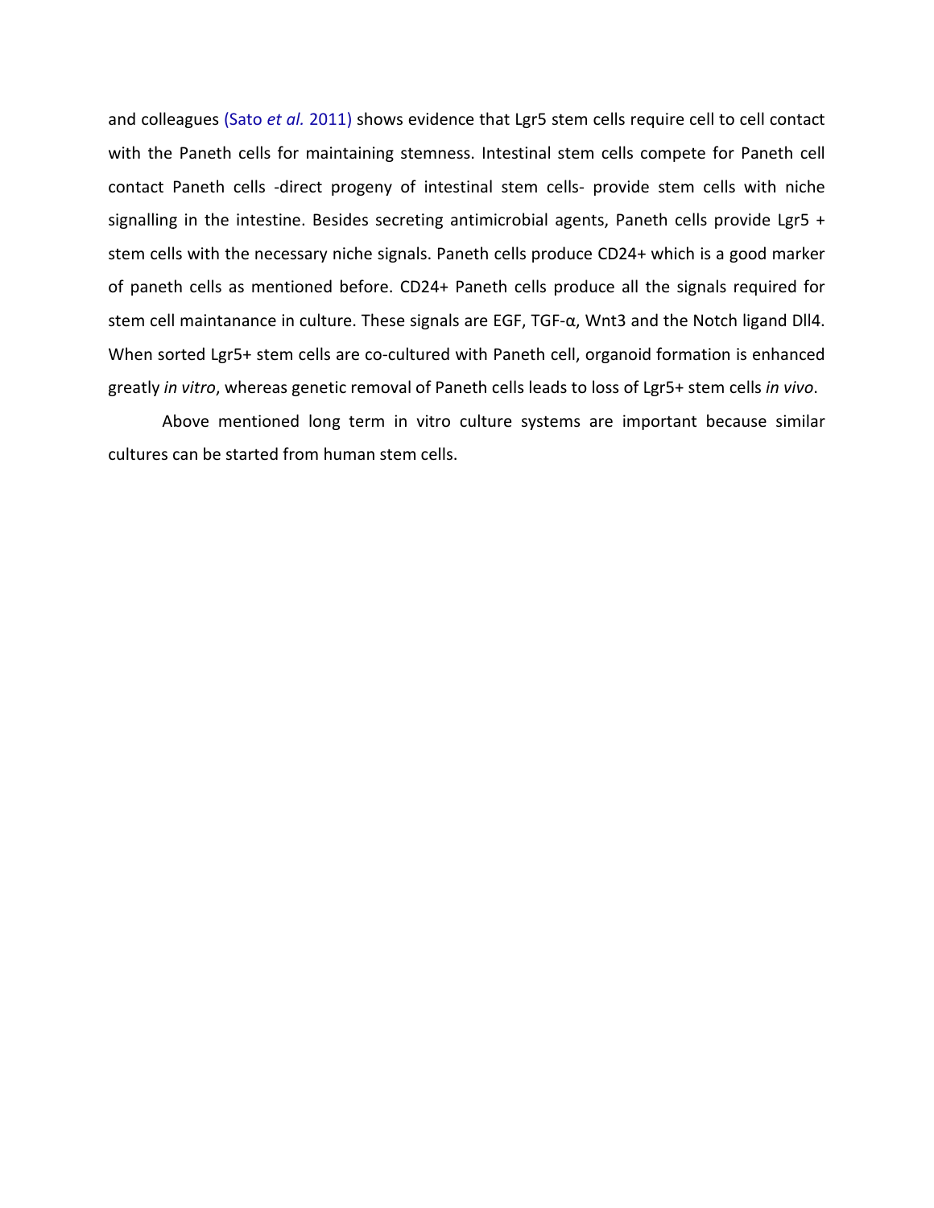and colleagues (Sato *et al.* 2011) shows evidence that Lgr5 stem cells require cell to cell contact with the Paneth cells for maintaining stemness. Intestinal stem cells compete for Paneth cell contact Paneth cells -direct progeny of intestinal stem cells- provide stem cells with niche signalling in the intestine. Besides secreting antimicrobial agents, Paneth cells provide Lgr5 + stem cells with the necessary niche signals. Paneth cells produce CD24+ which is a good marker of paneth cells as mentioned before. CD24+ Paneth cells produce all the signals required for stem cell maintanance in culture. These signals are EGF, TGF-α, Wnt3 and the Notch ligand Dll4. When sorted Lgr5+ stem cells are co-cultured with Paneth cell, organoid formation is enhanced greatly *in vitro*, whereas genetic removal of Paneth cells leads to loss of Lgr5+ stem cells *in vivo*.

Above mentioned long term in vitro culture systems are important because similar cultures can be started from human stem cells.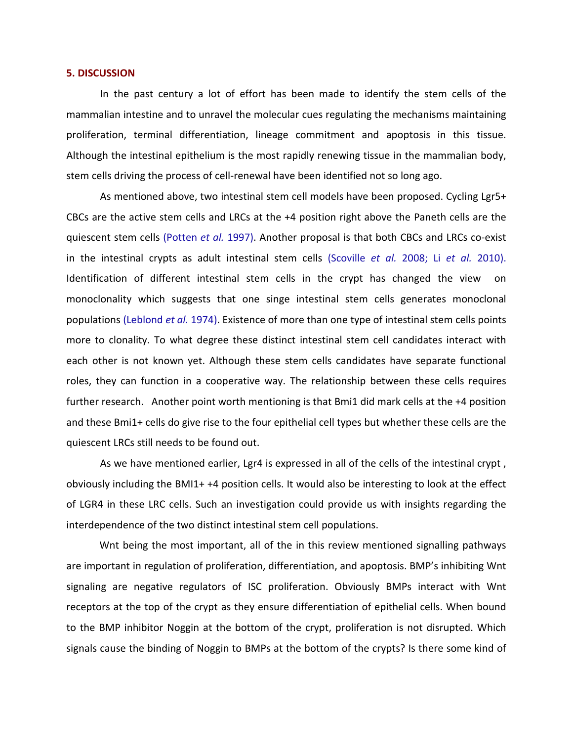## 5. DISCUSSION

In the past century a lot of effort has been made to identify the stem cells of the mammalian intestine and to unravel the molecular cues regulating the mechanisms maintaining proliferation, terminal differentiation, lineage commitment and apoptosis in this tissue. Although the intestinal epithelium is the most rapidly renewing tissue in the mammalian body, stem cells driving the process of cell-renewal have been identified not so long ago.

As mentioned above, two intestinal stem cell models have been proposed. Cycling Lgr5+ CBCs are the active stem cells and LRCs at the +4 position right above the Paneth cells are the quiescent stem cells (Potten *et al.* 1997). Another proposal is that both CBCs and LRCs co-exist in the intestinal crypts as adult intestinal stem cells (Scoville *et al.* 2008; Li *et al.* 2010). Identification of different intestinal stem cells in the crypt has changed the view on monoclonality which suggests that one singe intestinal stem cells generates monoclonal populations (Leblond *et al.* 1974). Existence of more than one type of intestinal stem cells points more to clonality. To what degree these distinct intestinal stem cell candidates interact with each other is not known yet. Although these stem cells candidates have separate functional roles, they can function in a cooperative way. The relationship between these cells requires further research. Another point worth mentioning is that Bmi1 did mark cells at the +4 position and these Bmi1+ cells do give rise to the four epithelial cell types but whether these cells are the quiescent LRCs still needs to be found out.

As we have mentioned earlier, Lgr4 is expressed in all of the cells of the intestinal crypt , obviously including the BMI1+ +4 position cells. It would also be interesting to look at the effect of LGR4 in these LRC cells. Such an investigation could provide us with insights regarding the interdependence of the two distinct intestinal stem cell populations.

Wnt being the most important, all of the in this review mentioned signalling pathways are important in regulation of proliferation, differentiation, and apoptosis. BMP's inhibiting Wnt signaling are negative regulators of ISC proliferation. Obviously BMPs interact with Wnt receptors at the top of the crypt as they ensure differentiation of epithelial cells. When bound to the BMP inhibitor Noggin at the bottom of the crypt, proliferation is not disrupted. Which signals cause the binding of Noggin to BMPs at the bottom of the crypts? Is there some kind of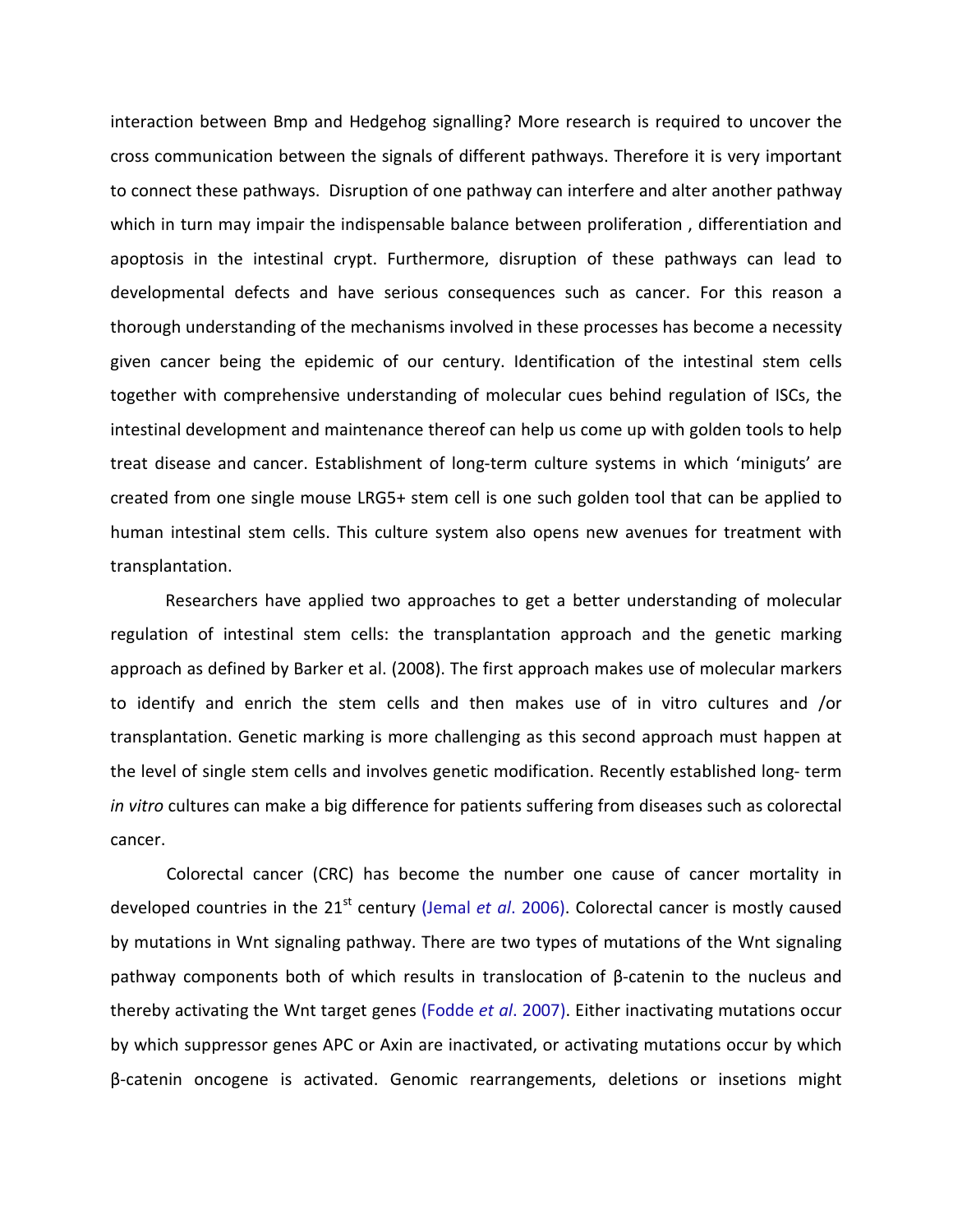interaction between Bmp and Hedgehog signalling? More research is required to uncover the cross communication between the signals of different pathways. Therefore it is very important to connect these pathways. Disruption of one pathway can interfere and alter another pathway which in turn may impair the indispensable balance between proliferation , differentiation and apoptosis in the intestinal crypt. Furthermore, disruption of these pathways can lead to developmental defects and have serious consequences such as cancer. For this reason a thorough understanding of the mechanisms involved in these processes has become a necessity given cancer being the epidemic of our century. Identification of the intestinal stem cells together with comprehensive understanding of molecular cues behind regulation of ISCs, the intestinal development and maintenance thereof can help us come up with golden tools to help treat disease and cancer. Establishment of long-term culture systems in which 'miniguts' are created from one single mouse LRG5+ stem cell is one such golden tool that can be applied to human intestinal stem cells. This culture system also opens new avenues for treatment with transplantation.

Researchers have applied two approaches to get a better understanding of molecular regulation of intestinal stem cells: the transplantation approach and the genetic marking approach as defined by Barker et al. (2008). The first approach makes use of molecular markers to identify and enrich the stem cells and then makes use of in vitro cultures and /or transplantation. Genetic marking is more challenging as this second approach must happen at the level of single stem cells and involves genetic modification. Recently established long- term *in vitro* cultures can make a big difference for patients suffering from diseases such as colorectal cancer.

Colorectal cancer (CRC) has become the number one cause of cancer mortality in developed countries in the 21st century (Jemal *et al*. 2006). Colorectal cancer is mostly caused by mutations in Wnt signaling pathway. There are two types of mutations of the Wnt signaling pathway components both of which results in translocation of β-catenin to the nucleus and thereby activating the Wnt target genes (Fodde *et al*. 2007). Either inactivating mutations occur by which suppressor genes APC or Axin are inactivated, or activating mutations occur by which β-catenin oncogene is activated. Genomic rearrangements, deletions or insetions might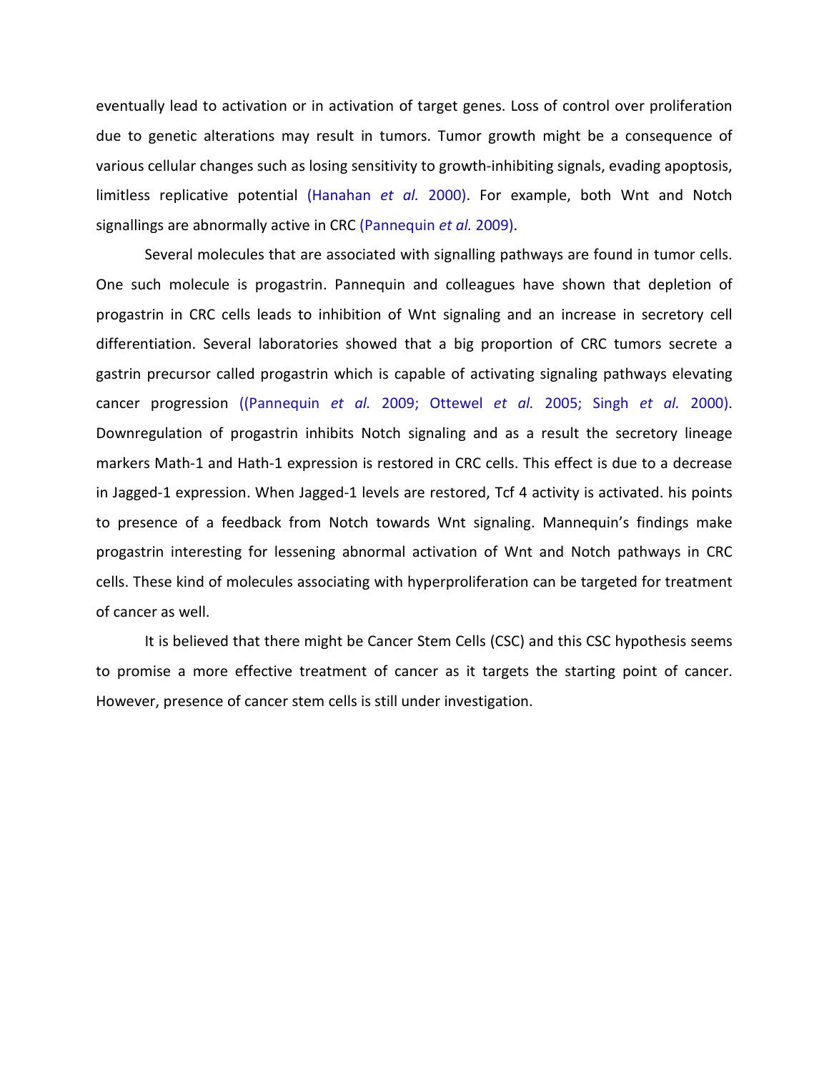eventually lead to activation or in activation of target genes. Loss of control over proliferation due to genetic alterations may result in tumors. Tumor growth might be a consequence of various cellular changes such as losing sensitivity to growth-inhibiting signals, evading apoptosis, limitless replicative potential (Hanahan *et al.* 2000). For example, both Wnt and Notch signallings are abnormally active in CRC (Pannequin *et al.* 2009).

Several molecules that are associated with signalling pathways are found in tumor cells. One such molecule is progastrin. Pannequin and colleagues have shown that depletion of progastrin in CRC cells leads to inhibition of Wnt signaling and an increase in secretory cell differentiation. Several laboratories showed that a big proportion of CRC tumors secrete a gastrin precursor called progastrin which is capable of activating signaling pathways elevating cancer progression ((Pannequin *et al.* 2009; Ottewel *et al.* 2005; Singh *et al.* 2000). Downregulation of progastrin inhibits Notch signaling and as a result the secretory lineage markers Math-1 and Hath-1 expression is restored in CRC cells. This effect is due to a decrease in Jagged-1 expression. When Jagged-1 levels are restored, Tcf 4 activity is activated. his points to presence of a feedback from Notch towards Wnt signaling. Mannequin's findings make progastrin interesting for lessening abnormal activation of Wnt and Notch pathways in CRC cells. These kind of molecules associating with hyperproliferation can be targeted for treatment of cancer as well.

It is believed that there might be Cancer Stem Cells (CSC) and this CSC hypothesis seems to promise a more effective treatment of cancer as it targets the starting point of cancer. However, presence of cancer stem cells is still under investigation.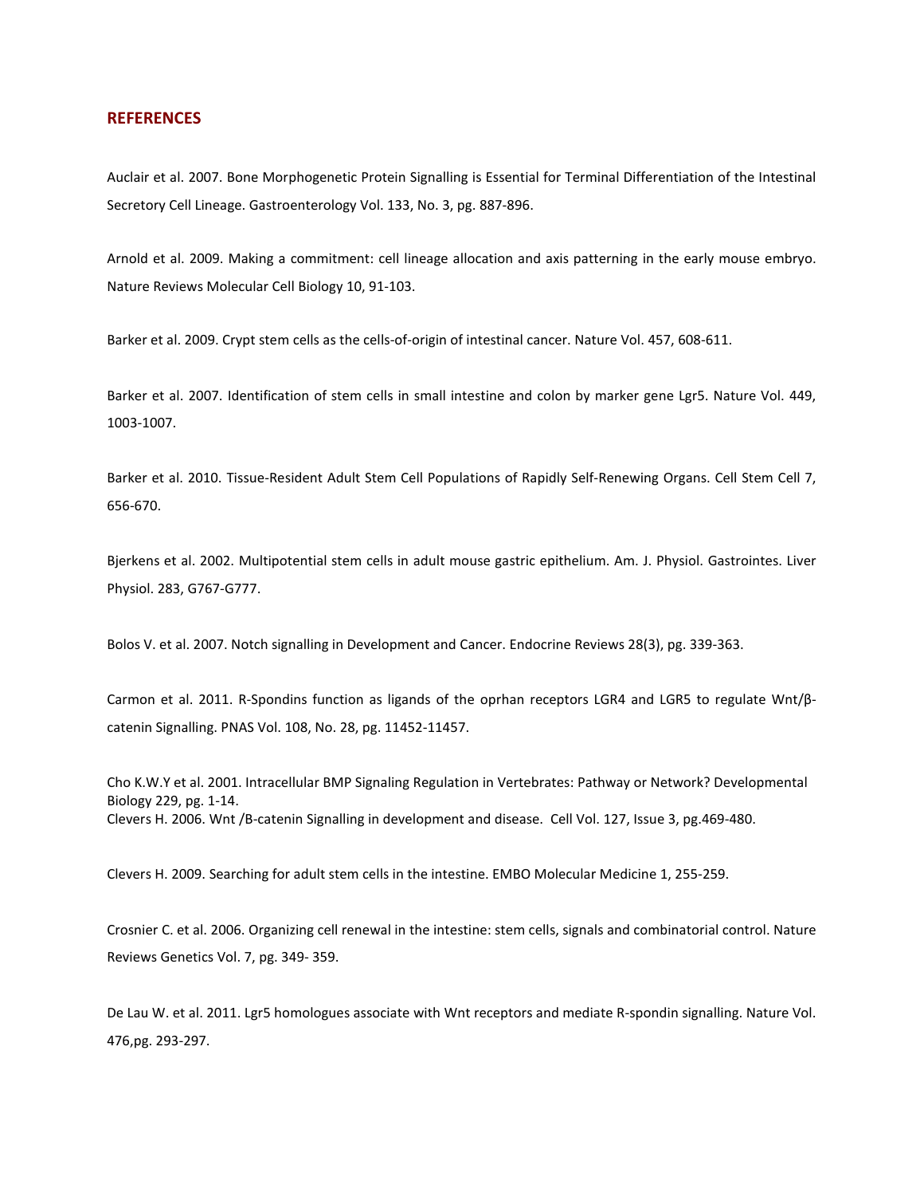## REFERENCES

Auclair et al. 2007. Bone Morphogenetic Protein Signalling is Essential for Terminal Differentiation of the Intestinal Secretory Cell Lineage. Gastroenterology Vol. 133, No. 3, pg. 887-896.

Arnold et al. 2009. Making a commitment: cell lineage allocation and axis patterning in the early mouse embryo. Nature Reviews Molecular Cell Biology 10, 91-103.

Barker et al. 2009. Crypt stem cells as the cells-of-origin of intestinal cancer. Nature Vol. 457, 608-611.

Barker et al. 2007. Identification of stem cells in small intestine and colon by marker gene Lgr5. Nature Vol. 449, 1003-1007.

Barker et al. 2010. Tissue-Resident Adult Stem Cell Populations of Rapidly Self-Renewing Organs. Cell Stem Cell 7, 656-670.

Bjerkens et al. 2002. Multipotential stem cells in adult mouse gastric epithelium. Am. J. Physiol. Gastrointes. Liver Physiol. 283, G767-G777.

Bolos V. et al. 2007. Notch signalling in Development and Cancer. Endocrine Reviews 28(3), pg. 339-363.

Carmon et al. 2011. R-Spondins function as ligands of the oprhan receptors LGR4 and LGR5 to regulate Wnt/β-catenin Signalling. PNAS Vol. 108, No. 28, pg. 11452-11457.

Cho K.W.Y et al. 2001. Intracellular BMP Signaling Regulation in Vertebrates: Pathway or Network? Developmental Biology 229, pg. 1-14.

Clevers H. 2006. Wnt /B-catenin Signalling in development and disease. Cell Vol. 127, Issue 3, pg.469-480.

Clevers H. 2009. Searching for adult stem cells in the intestine. EMBO Molecular Medicine 1, 255-259.

Crosnier C. et al. 2006. Organizing cell renewal in the intestine: stem cells, signals and combinatorial control. Nature Reviews Genetics Vol. 7, pg. 349- 359.

De Lau W. et al. 2011. Lgr5 homologues associate with Wnt receptors and mediate R-spondin signalling. Nature Vol. 476,pg. 293-297.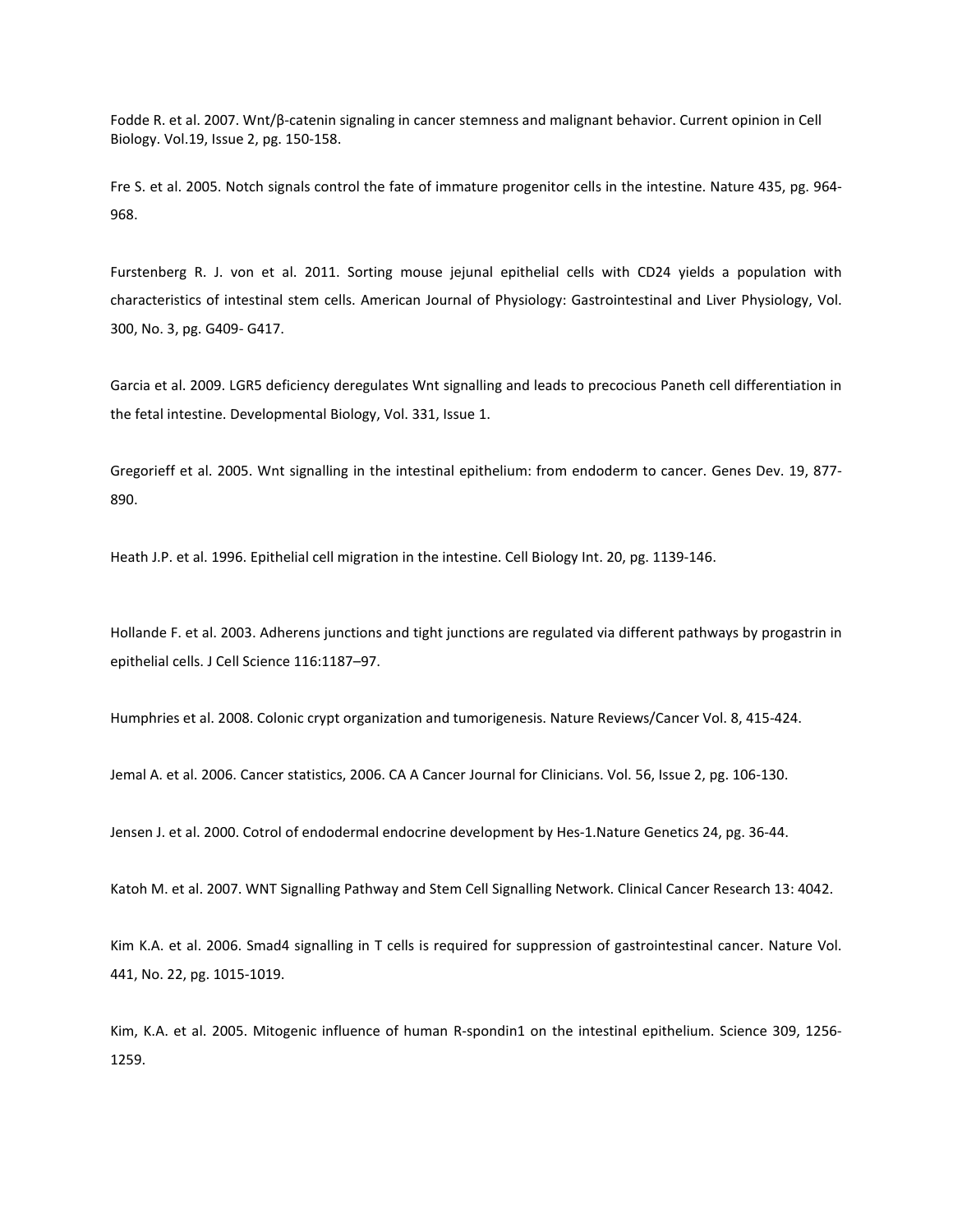Fodde R. et al. 2007. Wnt/β-catenin signaling in cancer stemness and malignant behavior. Current opinion in Cell Biology. Vol.19, Issue 2, pg. 150-158.

Fre S. et al. 2005. Notch signals control the fate of immature progenitor cells in the intestine. Nature 435, pg. 964-968.

Furstenberg R. J. von et al. 2011. Sorting mouse jejunal epithelial cells with CD24 yields a population with characteristics of intestinal stem cells. American Journal of Physiology: Gastrointestinal and Liver Physiology, Vol. 300, No. 3, pg. G409- G417.

Garcia et al. 2009. LGR5 deficiency deregulates Wnt signalling and leads to precocious Paneth cell differentiation in the fetal intestine. Developmental Biology, Vol. 331, Issue 1.

Gregorieff et al. 2005. Wnt signalling in the intestinal epithelium: from endoderm to cancer. Genes Dev. 19, 877-890.

Heath J.P. et al. 1996. Epithelial cell migration in the intestine. Cell Biology Int. 20, pg. 1139-146.

Hollande F. et al. 2003. Adherens junctions and tight junctions are regulated via different pathways by progastrin in epithelial cells. J Cell Science 116:1187–97.

Humphries et al. 2008. Colonic crypt organization and tumorigenesis. Nature Reviews/Cancer Vol. 8, 415-424.

Jemal A. et al. 2006. Cancer statistics, 2006. CA A Cancer Journal for Clinicians. Vol. 56, Issue 2, pg. 106-130.

Jensen J. et al. 2000. Cotrol of endodermal endocrine development by Hes-1.Nature Genetics 24, pg. 36-44.

Katoh M. et al. 2007. WNT Signalling Pathway and Stem Cell Signalling Network. Clinical Cancer Research 13: 4042.

Kim K.A. et al. 2006. Smad4 signalling in T cells is required for suppression of gastrointestinal cancer. Nature Vol. 441, No. 22, pg. 1015-1019.

Kim, K.A. et al. 2005. Mitogenic influence of human R-spondin1 on the intestinal epithelium. Science 309, 1256-1259.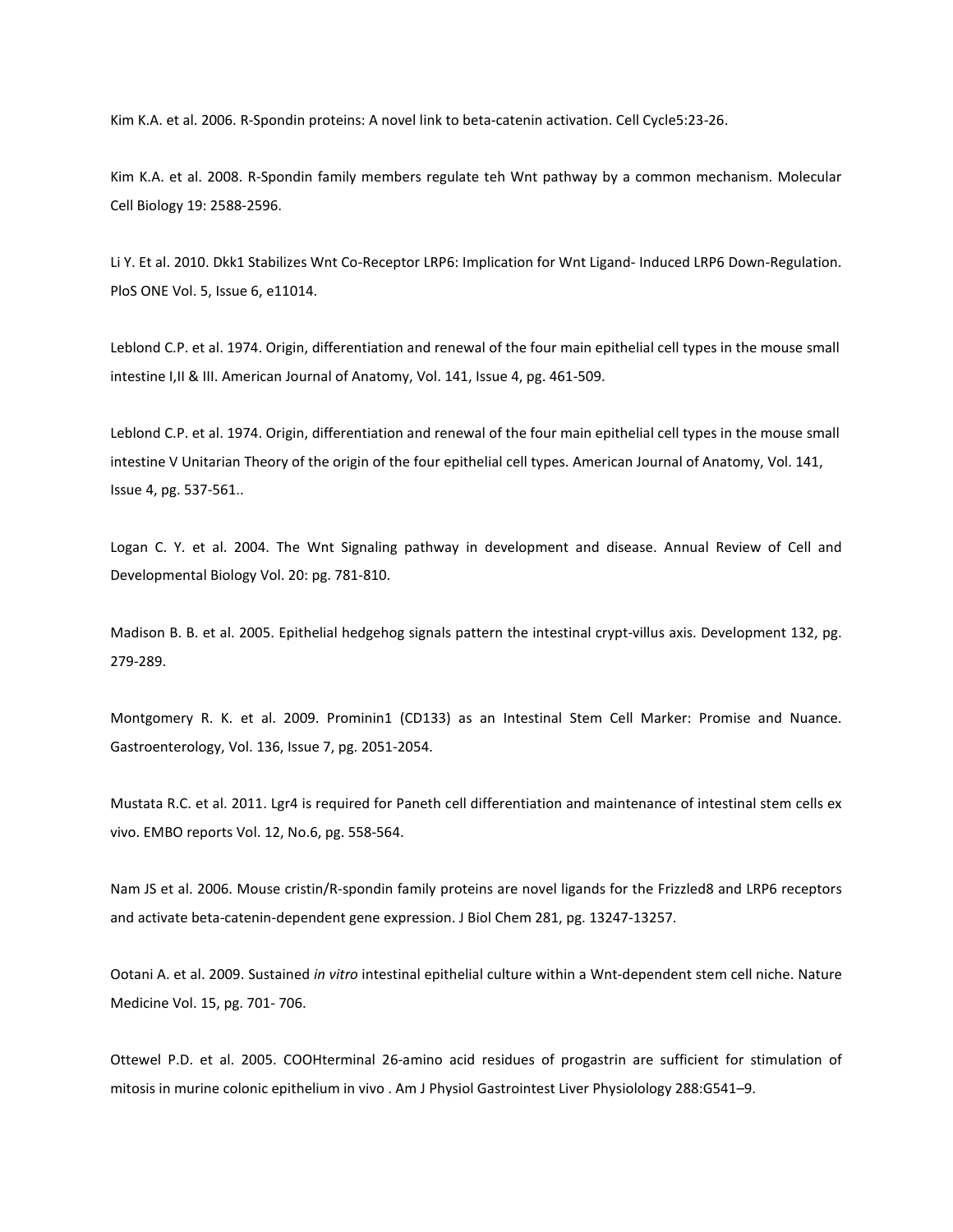Kim K.A. et al. 2006. R-Spondin proteins: A novel link to beta-catenin activation. Cell Cycle5:23-26.

Kim K.A. et al. 2008. R-Spondin family members regulate teh Wnt pathway by a common mechanism. Molecular Cell Biology 19: 2588-2596.

Li Y. Et al. 2010. Dkk1 Stabilizes Wnt Co-Receptor LRP6: Implication for Wnt Ligand- Induced LRP6 Down-Regulation. PloS ONE Vol. 5, Issue 6, e11014.

Leblond C.P. et al. 1974. Origin, differentiation and renewal of the four main epithelial cell types in the mouse small intestine I,II & III. American Journal of Anatomy, Vol. 141, Issue 4, pg. 461-509.

Leblond C.P. et al. 1974. Origin, differentiation and renewal of the four main epithelial cell types in the mouse small intestine V Unitarian Theory of the origin of the four epithelial cell types. American Journal of Anatomy, Vol. 141, Issue 4, pg. 537-561..

Logan C. Y. et al. 2004. The Wnt Signaling pathway in development and disease. Annual Review of Cell and Developmental Biology Vol. 20: pg. 781-810.

Madison B. B. et al. 2005. Epithelial hedgehog signals pattern the intestinal crypt-villus axis. Development 132, pg. 279-289.

Montgomery R. K. et al. 2009. Prominin1 (CD133) as an Intestinal Stem Cell Marker: Promise and Nuance. Gastroenterology, Vol. 136, Issue 7, pg. 2051-2054.

Mustata R.C. et al. 2011. Lgr4 is required for Paneth cell differentiation and maintenance of intestinal stem cells ex vivo. EMBO reports Vol. 12, No.6, pg. 558-564.

Nam JS et al. 2006. Mouse cristin/R-spondin family proteins are novel ligands for the Frizzled8 and LRP6 receptors and activate beta-catenin-dependent gene expression. J Biol Chem 281, pg. 13247-13257.

Ootani A. et al. 2009. Sustained *in vitro* intestinal epithelial culture within a Wnt-dependent stem cell niche. Nature Medicine Vol. 15, pg. 701- 706.

Ottewel P.D. et al. 2005. COOHterminal 26-amino acid residues of progastrin are sufficient for stimulation of mitosis in murine colonic epithelium in vivo . Am J Physiol Gastrointest Liver Physiolology 288:G541–9.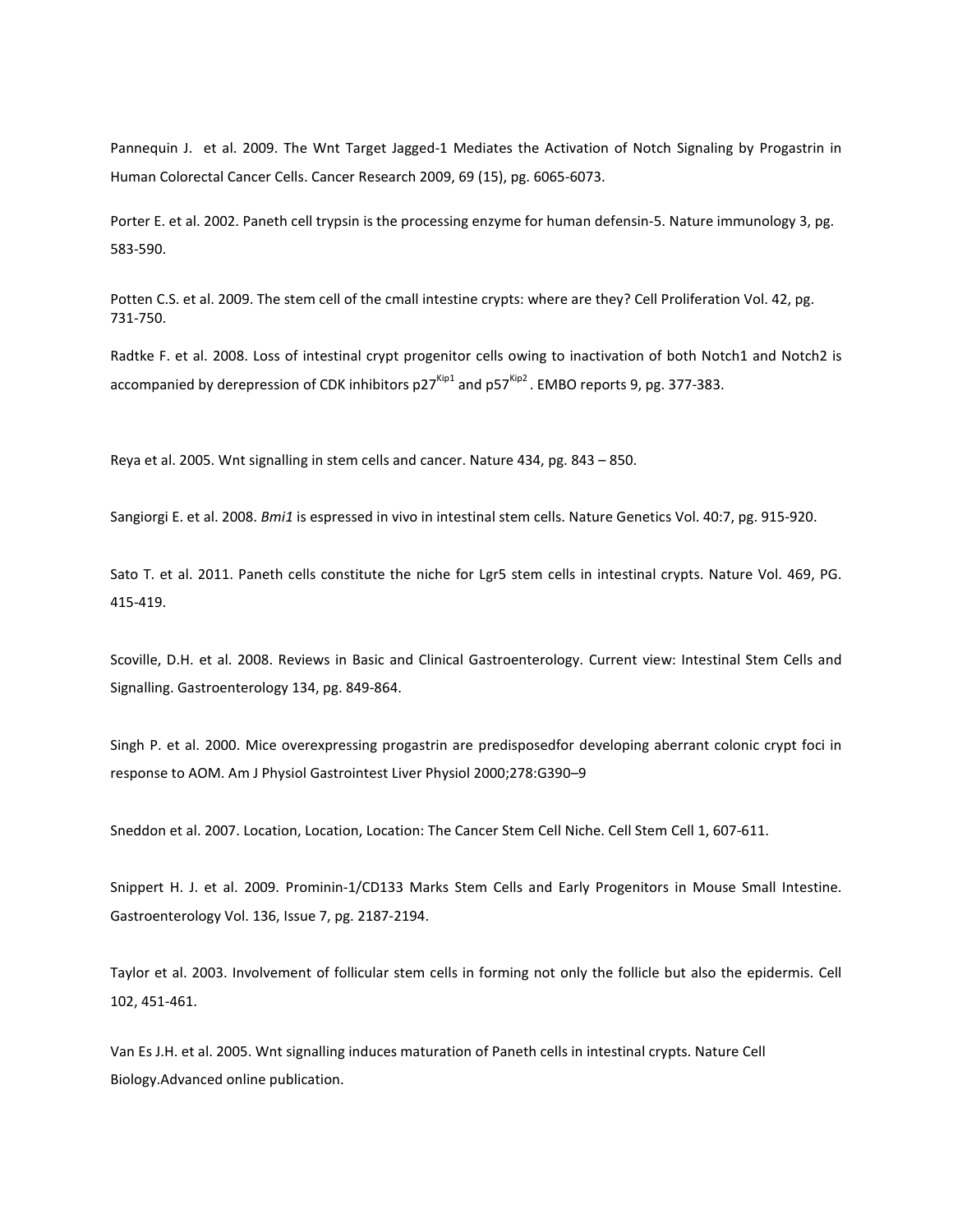Pannequin J. et al. 2009. The Wnt Target Jagged-1 Mediates the Activation of Notch Signaling by Progastrin in Human Colorectal Cancer Cells. Cancer Research 2009, 69 (15), pg. 6065-6073.

Porter E. et al. 2002. Paneth cell trypsin is the processing enzyme for human defensin-5. Nature immunology 3, pg. 583-590.

Potten C.S. et al. 2009. The stem cell of the cmall intestine crypts: where are they? Cell Proliferation Vol. 42, pg. 731-750.

Radtke F. et al. 2008. Loss of intestinal crypt progenitor cells owing to inactivation of both Notch1 and Notch2 is accompanied by derepression of CDK inhibitors $p27^{Kip1}$ and $p57^{Kip2}$. EMBO reports 9, pg. 377-383.

Reya et al. 2005. Wnt signalling in stem cells and cancer. Nature 434, pg. 843 – 850.

Sangiorgi E. et al. 2008. *Bmi1* is espressed in vivo in intestinal stem cells. Nature Genetics Vol. 40:7, pg. 915-920.

Sato T. et al. 2011. Paneth cells constitute the niche for Lgr5 stem cells in intestinal crypts. Nature Vol. 469, PG. 415-419.

Scoville, D.H. et al. 2008. Reviews in Basic and Clinical Gastroenterology. Current view: Intestinal Stem Cells and Signalling. Gastroenterology 134, pg. 849-864.

Singh P. et al. 2000. Mice overexpressing progastrin are predisposedfor developing aberrant colonic crypt foci in response to AOM. Am J Physiol Gastrointest Liver Physiol 2000;278:G390–9

Sneddon et al. 2007. Location, Location, Location: The Cancer Stem Cell Niche. Cell Stem Cell 1, 607-611.

Snippert H. J. et al. 2009. Prominin-1/CD133 Marks Stem Cells and Early Progenitors in Mouse Small Intestine. Gastroenterology Vol. 136, Issue 7, pg. 2187-2194.

Taylor et al. 2003. Involvement of follicular stem cells in forming not only the follicle but also the epidermis. Cell 102, 451-461.

Van Es J.H. et al. 2005. Wnt signalling induces maturation of Paneth cells in intestinal crypts. Nature Cell Biology.Advanced online publication.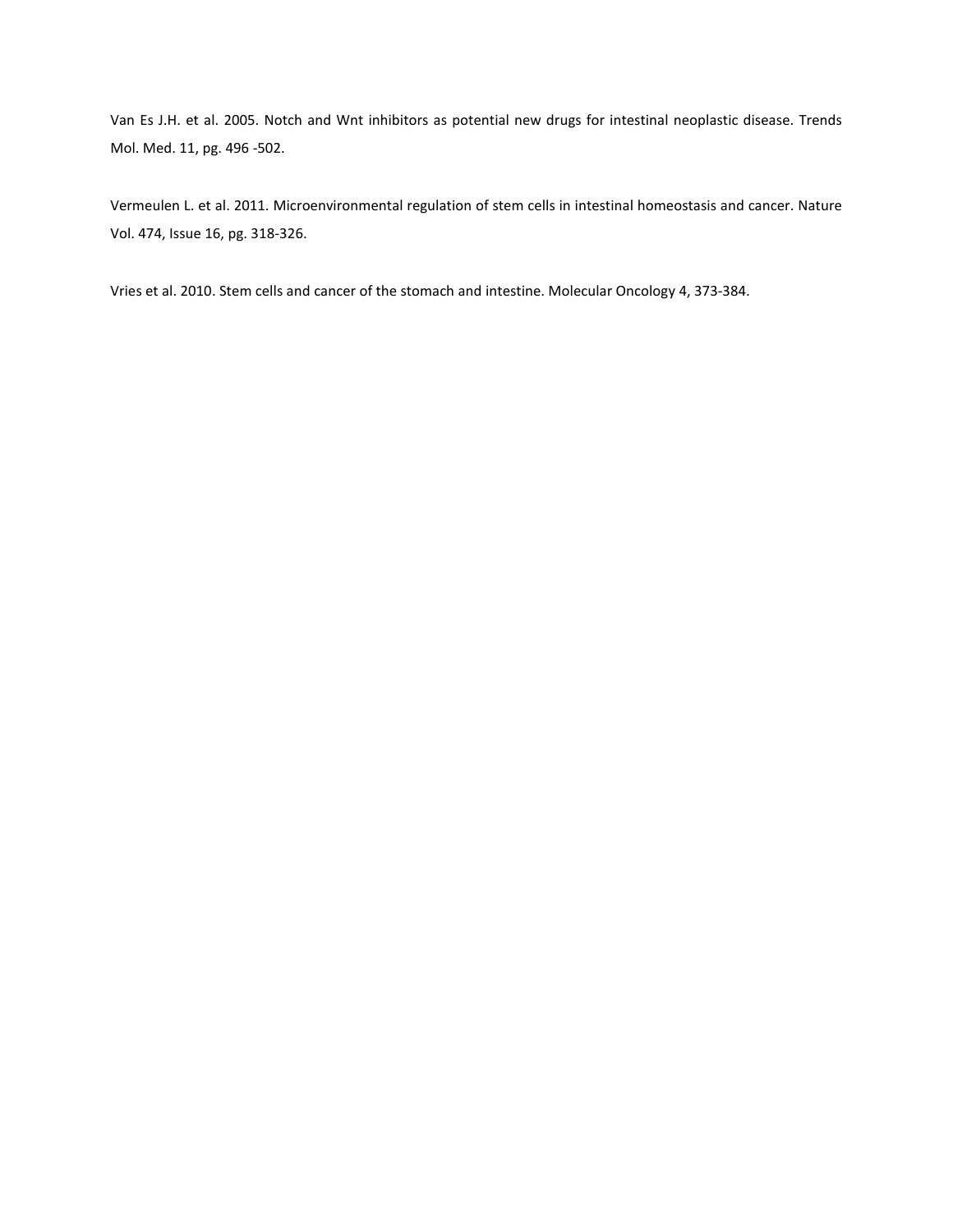Van Es J.H. et al. 2005. Notch and Wnt inhibitors as potential new drugs for intestinal neoplastic disease. Trends Mol. Med. 11, pg. 496 -502.

Vermeulen L. et al. 2011. Microenvironmental regulation of stem cells in intestinal homeostasis and cancer. Nature Vol. 474, Issue 16, pg. 318-326.

Vries et al. 2010. Stem cells and cancer of the stomach and intestine. Molecular Oncology 4, 373-384.